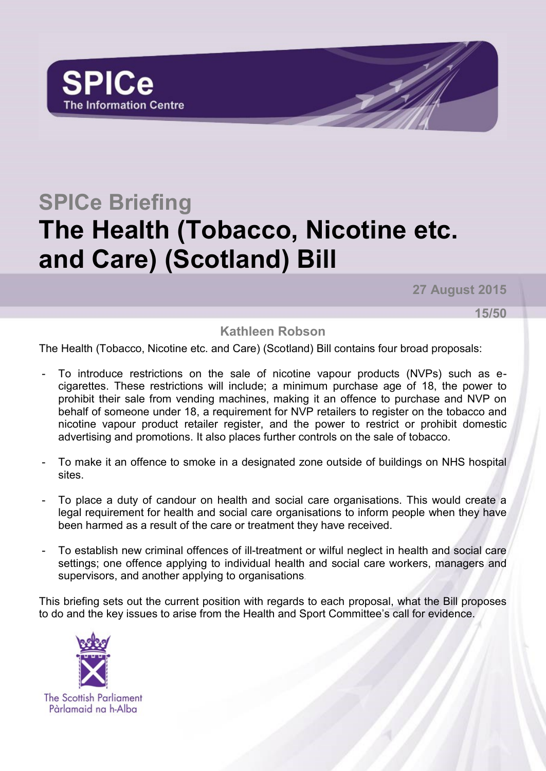SPICe
The Information Centre

# SPICe Briefing

# The Health (Tobacco, Nicotine etc. and Care) (Scotland) Bill

**27 August 2015**

**15/50**

**Kathleen Robson**

The Health (Tobacco, Nicotine etc. and Care) (Scotland) Bill contains four broad proposals:

- To introduce restrictions on the sale of nicotine vapour products (NVPs) such as e-cigarettes. These restrictions will include; a minimum purchase age of 18, the power to prohibit their sale from vending machines, making it an offence to purchase and NVP on behalf of someone under 18, a requirement for NVP retailers to register on the tobacco and nicotine vapour product retailer register, and the power to restrict or prohibit domestic advertising and promotions. It also places further controls on the sale of tobacco.
- To make it an offence to smoke in a designated zone outside of buildings on NHS hospital sites.
- To place a duty of candour on health and social care organisations. This would create a legal requirement for health and social care organisations to inform people when they have been harmed as a result of the care or treatment they have received.
- To establish new criminal offences of ill-treatment or wilful neglect in health and social care settings; one offence applying to individual health and social care workers, managers and supervisors, and another applying to organisations.

This briefing sets out the current position with regards to each proposal, what the Bill proposes to do and the key issues to arise from the Health and Sport Committee's call for evidence.

The Scottish Parliament
Pàrlamaid na h-Alba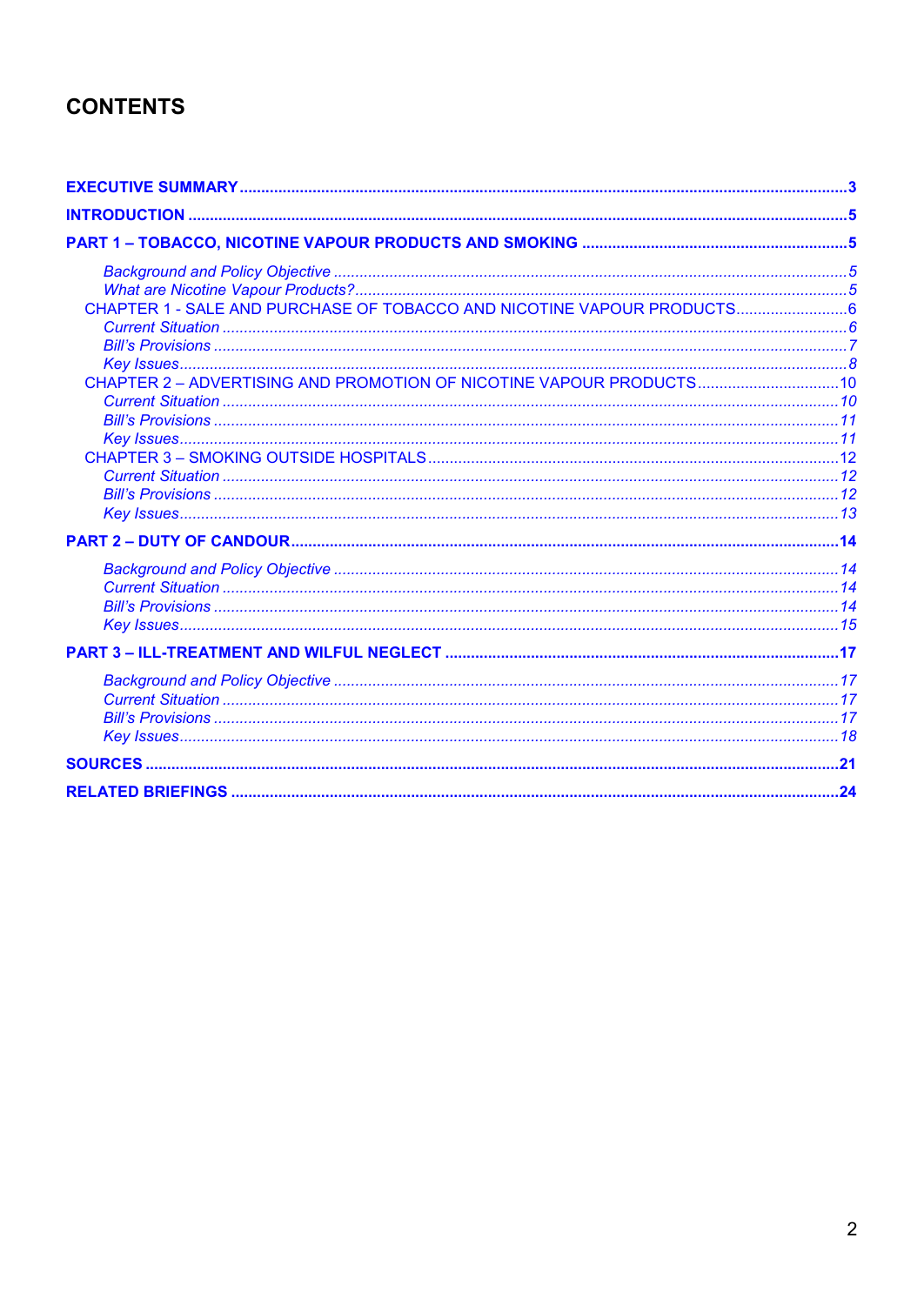# CONTENTS

**EXECUTIVE SUMMARY** .......... 3

**INTRODUCTION** .......... 5

**PART 1 – TOBACCO, NICOTINE VAPOUR PRODUCTS AND SMOKING** .......... 5

- *Background and Policy Objective* .......... 5
- *What are Nicotine Vapour Products?* .......... 5
- CHAPTER 1 - SALE AND PURCHASE OF TOBACCO AND NICOTINE VAPOUR PRODUCTS .......... 6
  - *Current Situation* .......... 6
  - *Bill's Provisions* .......... 7
  - *Key Issues* .......... 8
- CHAPTER 2 – ADVERTISING AND PROMOTION OF NICOTINE VAPOUR PRODUCTS .......... 10
  - *Current Situation* .......... 10
  - *Bill's Provisions* .......... 11
  - *Key Issues* .......... 11
- CHAPTER 3 – SMOKING OUTSIDE HOSPITALS .......... 12
  - *Current Situation* .......... 12
  - *Bill's Provisions* .......... 12
  - *Key Issues* .......... 13

**PART 2 – DUTY OF CANDOUR** .......... 14

- *Background and Policy Objective* .......... 14
- *Current Situation* .......... 14
- *Bill's Provisions* .......... 14
- *Key Issues* .......... 15

**PART 3 – ILL-TREATMENT AND WILFUL NEGLECT** .......... 17

- *Background and Policy Objective* .......... 17
- *Current Situation* .......... 17
- *Bill's Provisions* .......... 17
- *Key Issues* .......... 18

**SOURCES** .......... 21

**RELATED BRIEFINGS** .......... 24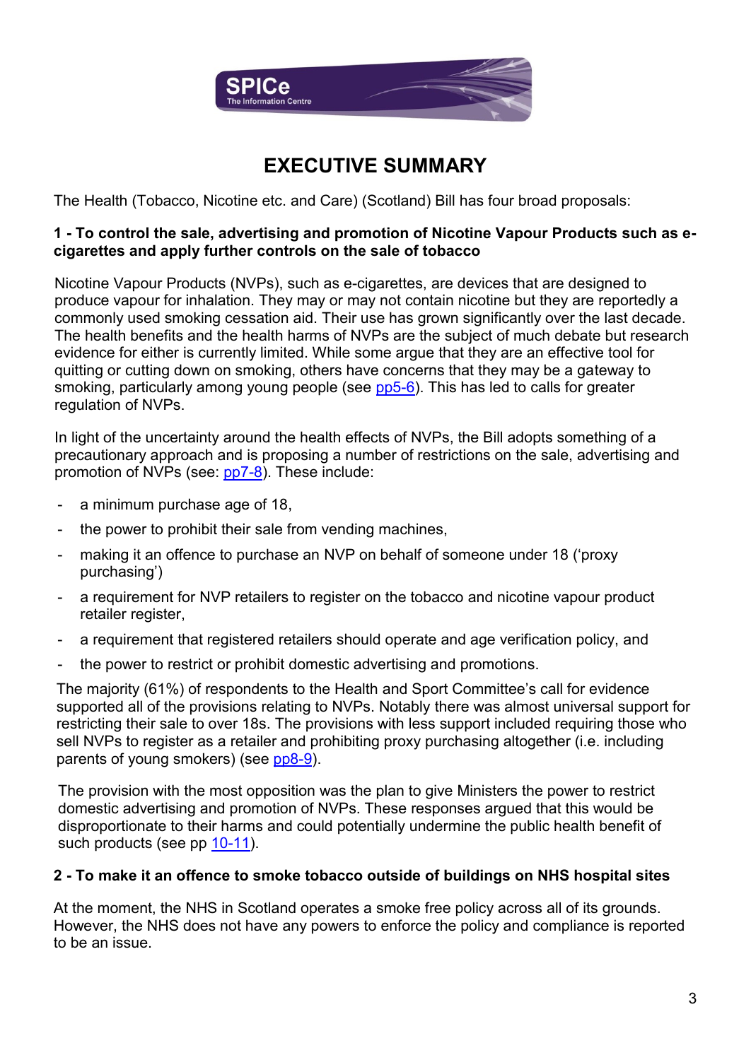# EXECUTIVE SUMMARY

The Health (Tobacco, Nicotine etc. and Care) (Scotland) Bill has four broad proposals:

**1 - To control the sale, advertising and promotion of Nicotine Vapour Products such as e-cigarettes and apply further controls on the sale of tobacco**

Nicotine Vapour Products (NVPs), such as e-cigarettes, are devices that are designed to produce vapour for inhalation. They may or may not contain nicotine but they are reportedly a commonly used smoking cessation aid. Their use has grown significantly over the last decade. The health benefits and the health harms of NVPs are the subject of much debate but research evidence for either is currently limited. While some argue that they are an effective tool for quitting or cutting down on smoking, others have concerns that they may be a gateway to smoking, particularly among young people (see pp5-6). This has led to calls for greater regulation of NVPs.

In light of the uncertainty around the health effects of NVPs, the Bill adopts something of a precautionary approach and is proposing a number of restrictions on the sale, advertising and promotion of NVPs (see: pp7-8). These include:

- a minimum purchase age of 18,
- the power to prohibit their sale from vending machines,
- making it an offence to purchase an NVP on behalf of someone under 18 ('proxy purchasing')
- a requirement for NVP retailers to register on the tobacco and nicotine vapour product retailer register,
- a requirement that registered retailers should operate and age verification policy, and
- the power to restrict or prohibit domestic advertising and promotions.

The majority (61%) of respondents to the Health and Sport Committee's call for evidence supported all of the provisions relating to NVPs. Notably there was almost universal support for restricting their sale to over 18s. The provisions with less support included requiring those who sell NVPs to register as a retailer and prohibiting proxy purchasing altogether (i.e. including parents of young smokers) (see pp8-9).

The provision with the most opposition was the plan to give Ministers the power to restrict domestic advertising and promotion of NVPs. These responses argued that this would be disproportionate to their harms and could potentially undermine the public health benefit of such products (see pp 10-11).

**2 - To make it an offence to smoke tobacco outside of buildings on NHS hospital sites**

At the moment, the NHS in Scotland operates a smoke free policy across all of its grounds. However, the NHS does not have any powers to enforce the policy and compliance is reported to be an issue.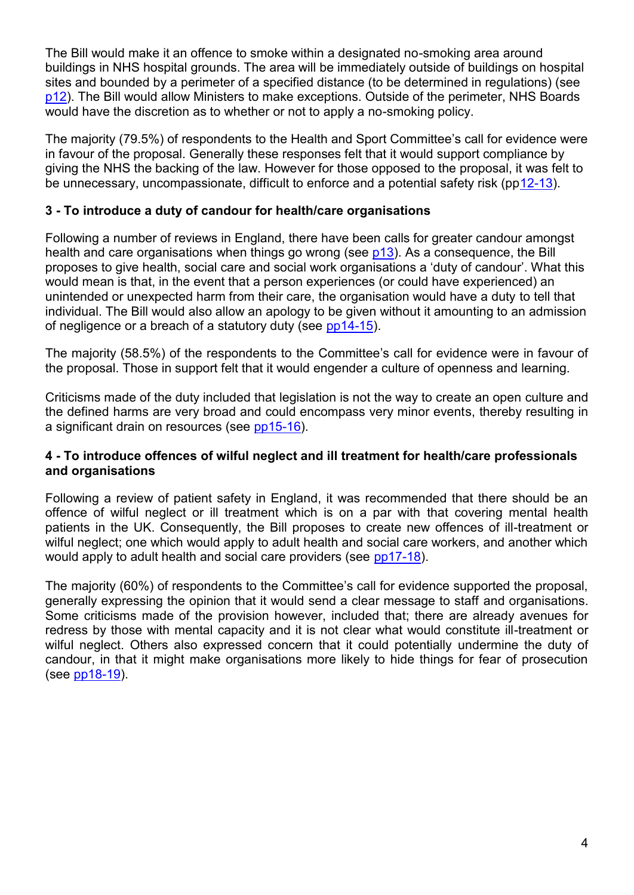The Bill would make it an offence to smoke within a designated no-smoking area around buildings in NHS hospital grounds. The area will be immediately outside of buildings on hospital sites and bounded by a perimeter of a specified distance (to be determined in regulations) (see p12). The Bill would allow Ministers to make exceptions. Outside of the perimeter, NHS Boards would have the discretion as to whether or not to apply a no-smoking policy.

The majority (79.5%) of respondents to the Health and Sport Committee's call for evidence were in favour of the proposal. Generally these responses felt that it would support compliance by giving the NHS the backing of the law. However for those opposed to the proposal, it was felt to be unnecessary, uncompassionate, difficult to enforce and a potential safety risk (pp12-13).

### 3 - To introduce a duty of candour for health/care organisations

Following a number of reviews in England, there have been calls for greater candour amongst health and care organisations when things go wrong (see p13). As a consequence, the Bill proposes to give health, social care and social work organisations a 'duty of candour'. What this would mean is that, in the event that a person experiences (or could have experienced) an unintended or unexpected harm from their care, the organisation would have a duty to tell that individual. The Bill would also allow an apology to be given without it amounting to an admission of negligence or a breach of a statutory duty (see pp14-15).

The majority (58.5%) of the respondents to the Committee's call for evidence were in favour of the proposal. Those in support felt that it would engender a culture of openness and learning.

Criticisms made of the duty included that legislation is not the way to create an open culture and the defined harms are very broad and could encompass very minor events, thereby resulting in a significant drain on resources (see pp15-16).

### 4 - To introduce offences of wilful neglect and ill treatment for health/care professionals and organisations

Following a review of patient safety in England, it was recommended that there should be an offence of wilful neglect or ill treatment which is on a par with that covering mental health patients in the UK. Consequently, the Bill proposes to create new offences of ill-treatment or wilful neglect; one which would apply to adult health and social care workers, and another which would apply to adult health and social care providers (see pp17-18).

The majority (60%) of respondents to the Committee's call for evidence supported the proposal, generally expressing the opinion that it would send a clear message to staff and organisations. Some criticisms made of the provision however, included that; there are already avenues for redress by those with mental capacity and it is not clear what would constitute ill-treatment or wilful neglect. Others also expressed concern that it could potentially undermine the duty of candour, in that it might make organisations more likely to hide things for fear of prosecution (see pp18-19).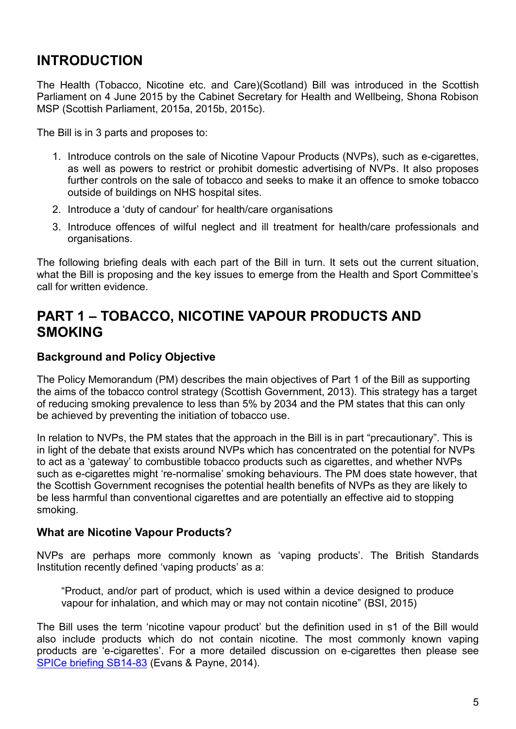## INTRODUCTION

The Health (Tobacco, Nicotine etc. and Care)(Scotland) Bill was introduced in the Scottish Parliament on 4 June 2015 by the Cabinet Secretary for Health and Wellbeing, Shona Robison MSP (Scottish Parliament, 2015a, 2015b, 2015c).

The Bill is in 3 parts and proposes to:

1. Introduce controls on the sale of Nicotine Vapour Products (NVPs), such as e-cigarettes, as well as powers to restrict or prohibit domestic advertising of NVPs. It also proposes further controls on the sale of tobacco and seeks to make it an offence to smoke tobacco outside of buildings on NHS hospital sites.
2. Introduce a 'duty of candour' for health/care organisations
3. Introduce offences of wilful neglect and ill treatment for health/care professionals and organisations.

The following briefing deals with each part of the Bill in turn. It sets out the current situation, what the Bill is proposing and the key issues to emerge from the Health and Sport Committee's call for written evidence.

## PART 1 – TOBACCO, NICOTINE VAPOUR PRODUCTS AND SMOKING

### Background and Policy Objective

The Policy Memorandum (PM) describes the main objectives of Part 1 of the Bill as supporting the aims of the tobacco control strategy (Scottish Government, 2013). This strategy has a target of reducing smoking prevalence to less than 5% by 2034 and the PM states that this can only be achieved by preventing the initiation of tobacco use.

In relation to NVPs, the PM states that the approach in the Bill is in part "precautionary". This is in light of the debate that exists around NVPs which has concentrated on the potential for NVPs to act as a 'gateway' to combustible tobacco products such as cigarettes, and whether NVPs such as e-cigarettes might 're-normalise' smoking behaviours. The PM does state however, that the Scottish Government recognises the potential health benefits of NVPs as they are likely to be less harmful than conventional cigarettes and are potentially an effective aid to stopping smoking.

### What are Nicotine Vapour Products?

NVPs are perhaps more commonly known as 'vaping products'. The British Standards Institution recently defined 'vaping products' as a:

> "Product, and/or part of product, which is used within a device designed to produce vapour for inhalation, and which may or may not contain nicotine" (BSI, 2015)

The Bill uses the term 'nicotine vapour product' but the definition used in s1 of the Bill would also include products which do not contain nicotine. The most commonly known vaping products are 'e-cigarettes'. For a more detailed discussion on e-cigarettes then please see SPICe briefing SB14-83 (Evans & Payne, 2014).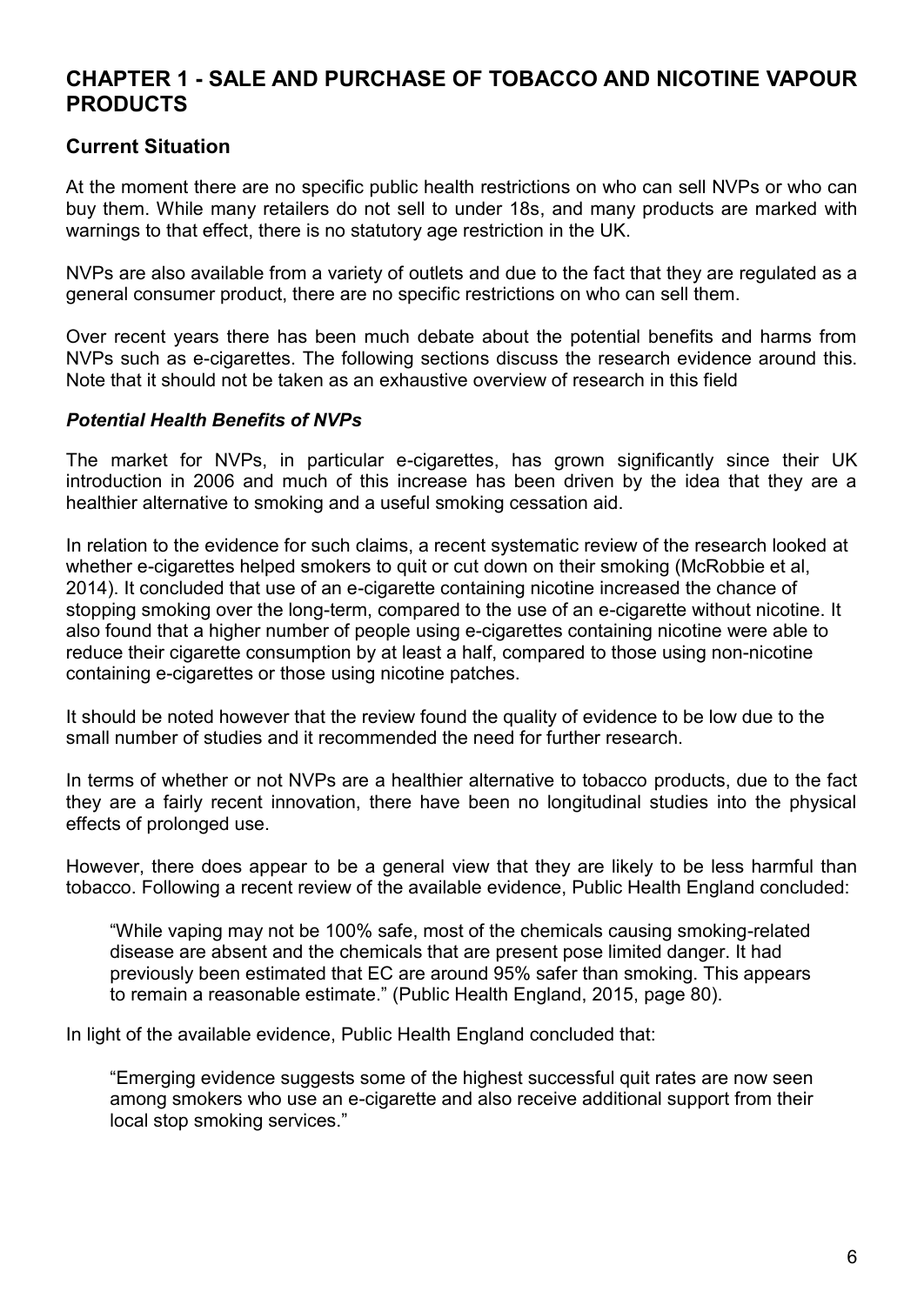## CHAPTER 1 - SALE AND PURCHASE OF TOBACCO AND NICOTINE VAPOUR PRODUCTS

### Current Situation

At the moment there are no specific public health restrictions on who can sell NVPs or who can buy them. While many retailers do not sell to under 18s, and many products are marked with warnings to that effect, there is no statutory age restriction in the UK.

NVPs are also available from a variety of outlets and due to the fact that they are regulated as a general consumer product, there are no specific restrictions on who can sell them.

Over recent years there has been much debate about the potential benefits and harms from NVPs such as e-cigarettes. The following sections discuss the research evidence around this. Note that it should not be taken as an exhaustive overview of research in this field

#### *Potential Health Benefits of NVPs*

The market for NVPs, in particular e-cigarettes, has grown significantly since their UK introduction in 2006 and much of this increase has been driven by the idea that they are a healthier alternative to smoking and a useful smoking cessation aid.

In relation to the evidence for such claims, a recent systematic review of the research looked at whether e-cigarettes helped smokers to quit or cut down on their smoking (McRobbie et al, 2014). It concluded that use of an e-cigarette containing nicotine increased the chance of stopping smoking over the long-term, compared to the use of an e-cigarette without nicotine. It also found that a higher number of people using e-cigarettes containing nicotine were able to reduce their cigarette consumption by at least a half, compared to those using non-nicotine containing e-cigarettes or those using nicotine patches.

It should be noted however that the review found the quality of evidence to be low due to the small number of studies and it recommended the need for further research.

In terms of whether or not NVPs are a healthier alternative to tobacco products, due to the fact they are a fairly recent innovation, there have been no longitudinal studies into the physical effects of prolonged use.

However, there does appear to be a general view that they are likely to be less harmful than tobacco. Following a recent review of the available evidence, Public Health England concluded:

> "While vaping may not be 100% safe, most of the chemicals causing smoking-related disease are absent and the chemicals that are present pose limited danger. It had previously been estimated that EC are around 95% safer than smoking. This appears to remain a reasonable estimate." (Public Health England, 2015, page 80).

In light of the available evidence, Public Health England concluded that:

> "Emerging evidence suggests some of the highest successful quit rates are now seen among smokers who use an e-cigarette and also receive additional support from their local stop smoking services."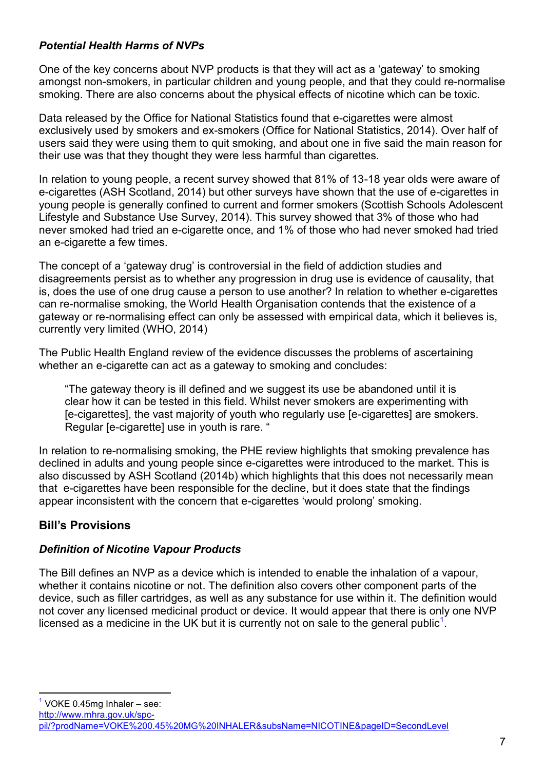### *Potential Health Harms of NVPs*

One of the key concerns about NVP products is that they will act as a 'gateway' to smoking amongst non-smokers, in particular children and young people, and that they could re-normalise smoking. There are also concerns about the physical effects of nicotine which can be toxic.

Data released by the Office for National Statistics found that e-cigarettes were almost exclusively used by smokers and ex-smokers (Office for National Statistics, 2014). Over half of users said they were using them to quit smoking, and about one in five said the main reason for their use was that they thought they were less harmful than cigarettes.

In relation to young people, a recent survey showed that 81% of 13-18 year olds were aware of e-cigarettes (ASH Scotland, 2014) but other surveys have shown that the use of e-cigarettes in young people is generally confined to current and former smokers (Scottish Schools Adolescent Lifestyle and Substance Use Survey, 2014). This survey showed that 3% of those who had never smoked had tried an e-cigarette once, and 1% of those who had never smoked had tried an e-cigarette a few times.

The concept of a 'gateway drug' is controversial in the field of addiction studies and disagreements persist as to whether any progression in drug use is evidence of causality, that is, does the use of one drug cause a person to use another? In relation to whether e-cigarettes can re-normalise smoking, the World Health Organisation contends that the existence of a gateway or re-normalising effect can only be assessed with empirical data, which it believes is, currently very limited (WHO, 2014)

The Public Health England review of the evidence discusses the problems of ascertaining whether an e-cigarette can act as a gateway to smoking and concludes:

> "The gateway theory is ill defined and we suggest its use be abandoned until it is clear how it can be tested in this field. Whilst never smokers are experimenting with [e-cigarettes], the vast majority of youth who regularly use [e-cigarettes] are smokers. Regular [e-cigarette] use in youth is rare. "

In relation to re-normalising smoking, the PHE review highlights that smoking prevalence has declined in adults and young people since e-cigarettes were introduced to the market. This is also discussed by ASH Scotland (2014b) which highlights that this does not necessarily mean that e-cigarettes have been responsible for the decline, but it does state that the findings appear inconsistent with the concern that e-cigarettes 'would prolong' smoking.

## Bill's Provisions

### *Definition of Nicotine Vapour Products*

The Bill defines an NVP as a device which is intended to enable the inhalation of a vapour, whether it contains nicotine or not. The definition also covers other component parts of the device, such as filler cartridges, as well as any substance for use within it. The definition would not cover any licensed medicinal product or device. It would appear that there is only one NVP licensed as a medicine in the UK but it is currently not on sale to the general public[1].

---

[1] VOKE 0.45mg Inhaler – see: http://www.mhra.gov.uk/spc-pil/?prodName=VOKE%200.45%20MG%20INHALER&subsName=NICOTINE&pageID=SecondLevel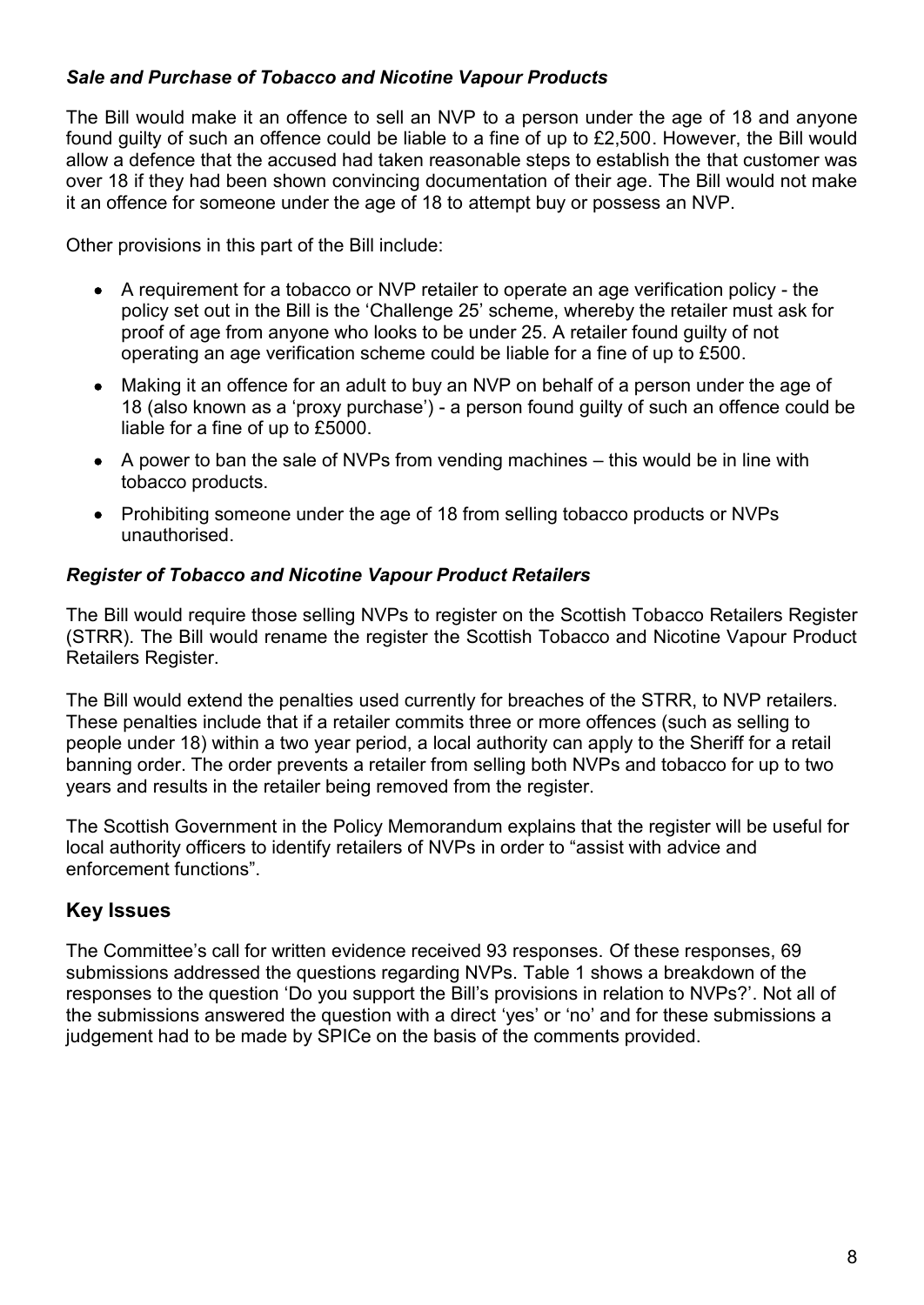### *Sale and Purchase of Tobacco and Nicotine Vapour Products*

The Bill would make it an offence to sell an NVP to a person under the age of 18 and anyone found guilty of such an offence could be liable to a fine of up to £2,500. However, the Bill would allow a defence that the accused had taken reasonable steps to establish the that customer was over 18 if they had been shown convincing documentation of their age. The Bill would not make it an offence for someone under the age of 18 to attempt buy or possess an NVP.

Other provisions in this part of the Bill include:

- A requirement for a tobacco or NVP retailer to operate an age verification policy - the policy set out in the Bill is the 'Challenge 25' scheme, whereby the retailer must ask for proof of age from anyone who looks to be under 25. A retailer found guilty of not operating an age verification scheme could be liable for a fine of up to £500.
- Making it an offence for an adult to buy an NVP on behalf of a person under the age of 18 (also known as a 'proxy purchase') - a person found guilty of such an offence could be liable for a fine of up to £5000.
- A power to ban the sale of NVPs from vending machines – this would be in line with tobacco products.
- Prohibiting someone under the age of 18 from selling tobacco products or NVPs unauthorised.

### *Register of Tobacco and Nicotine Vapour Product Retailers*

The Bill would require those selling NVPs to register on the Scottish Tobacco Retailers Register (STRR). The Bill would rename the register the Scottish Tobacco and Nicotine Vapour Product Retailers Register.

The Bill would extend the penalties used currently for breaches of the STRR, to NVP retailers. These penalties include that if a retailer commits three or more offences (such as selling to people under 18) within a two year period, a local authority can apply to the Sheriff for a retail banning order. The order prevents a retailer from selling both NVPs and tobacco for up to two years and results in the retailer being removed from the register.

The Scottish Government in the Policy Memorandum explains that the register will be useful for local authority officers to identify retailers of NVPs in order to "assist with advice and enforcement functions".

## Key Issues

The Committee's call for written evidence received 93 responses. Of these responses, 69 submissions addressed the questions regarding NVPs. Table 1 shows a breakdown of the responses to the question 'Do you support the Bill's provisions in relation to NVPs?'. Not all of the submissions answered the question with a direct 'yes' or 'no' and for these submissions a judgement had to be made by SPICe on the basis of the comments provided.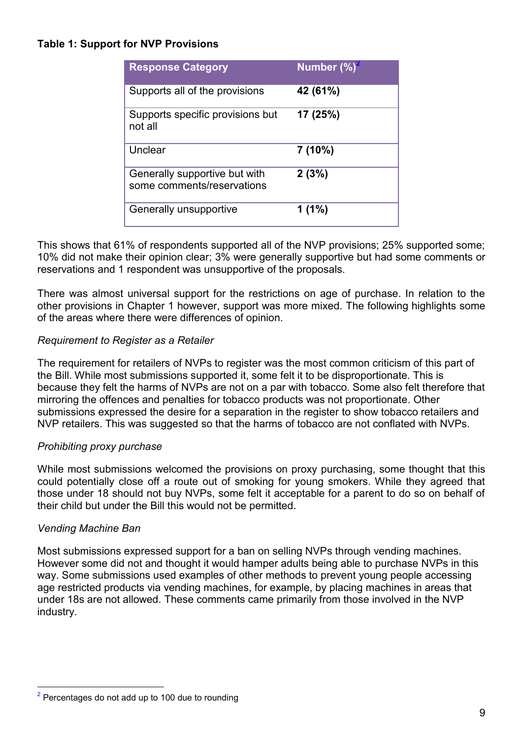**Table 1: Support for NVP Provisions**

| Response Category | Number (%)[2] |
| --- | --- |
| Supports all of the provisions | **42 (61%)** |
| Supports specific provisions but not all | **17 (25%)** |
| Unclear | **7 (10%)** |
| Generally supportive but with some comments/reservations | **2 (3%)** |
| Generally unsupportive | **1 (1%)** |

This shows that 61% of respondents supported all of the NVP provisions; 25% supported some; 10% did not make their opinion clear; 3% were generally supportive but had some comments or reservations and 1 respondent was unsupportive of the proposals.

There was almost universal support for the restrictions on age of purchase. In relation to the other provisions in Chapter 1 however, support was more mixed. The following highlights some of the areas where there were differences of opinion.

*Requirement to Register as a Retailer*

The requirement for retailers of NVPs to register was the most common criticism of this part of the Bill. While most submissions supported it, some felt it to be disproportionate. This is because they felt the harms of NVPs are not on a par with tobacco. Some also felt therefore that mirroring the offences and penalties for tobacco products was not proportionate. Other submissions expressed the desire for a separation in the register to show tobacco retailers and NVP retailers. This was suggested so that the harms of tobacco are not conflated with NVPs.

*Prohibiting proxy purchase*

While most submissions welcomed the provisions on proxy purchasing, some thought that this could potentially close off a route out of smoking for young smokers. While they agreed that those under 18 should not buy NVPs, some felt it acceptable for a parent to do so on behalf of their child but under the Bill this would not be permitted.

*Vending Machine Ban*

Most submissions expressed support for a ban on selling NVPs through vending machines. However some did not and thought it would hamper adults being able to purchase NVPs in this way. Some submissions used examples of other methods to prevent young people accessing age restricted products via vending machines, for example, by placing machines in areas that under 18s are not allowed. These comments came primarily from those involved in the NVP industry.

[2] Percentages do not add up to 100 due to rounding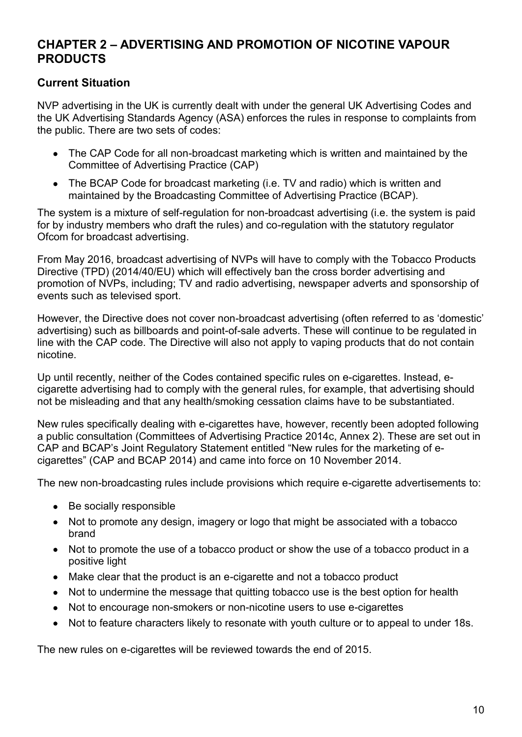## CHAPTER 2 – ADVERTISING AND PROMOTION OF NICOTINE VAPOUR PRODUCTS

### Current Situation

NVP advertising in the UK is currently dealt with under the general UK Advertising Codes and the UK Advertising Standards Agency (ASA) enforces the rules in response to complaints from the public. There are two sets of codes:

- The CAP Code for all non-broadcast marketing which is written and maintained by the Committee of Advertising Practice (CAP)
- The BCAP Code for broadcast marketing (i.e. TV and radio) which is written and maintained by the Broadcasting Committee of Advertising Practice (BCAP).

The system is a mixture of self-regulation for non-broadcast advertising (i.e. the system is paid for by industry members who draft the rules) and co-regulation with the statutory regulator Ofcom for broadcast advertising.

From May 2016, broadcast advertising of NVPs will have to comply with the Tobacco Products Directive (TPD) (2014/40/EU) which will effectively ban the cross border advertising and promotion of NVPs, including; TV and radio advertising, newspaper adverts and sponsorship of events such as televised sport.

However, the Directive does not cover non-broadcast advertising (often referred to as 'domestic' advertising) such as billboards and point-of-sale adverts. These will continue to be regulated in line with the CAP code. The Directive will also not apply to vaping products that do not contain nicotine.

Up until recently, neither of the Codes contained specific rules on e-cigarettes. Instead, e-cigarette advertising had to comply with the general rules, for example, that advertising should not be misleading and that any health/smoking cessation claims have to be substantiated.

New rules specifically dealing with e-cigarettes have, however, recently been adopted following a public consultation (Committees of Advertising Practice 2014c, Annex 2). These are set out in CAP and BCAP's Joint Regulatory Statement entitled "New rules for the marketing of e-cigarettes" (CAP and BCAP 2014) and came into force on 10 November 2014.

The new non-broadcasting rules include provisions which require e-cigarette advertisements to:

- Be socially responsible
- Not to promote any design, imagery or logo that might be associated with a tobacco brand
- Not to promote the use of a tobacco product or show the use of a tobacco product in a positive light
- Make clear that the product is an e-cigarette and not a tobacco product
- Not to undermine the message that quitting tobacco use is the best option for health
- Not to encourage non-smokers or non-nicotine users to use e-cigarettes
- Not to feature characters likely to resonate with youth culture or to appeal to under 18s.

The new rules on e-cigarettes will be reviewed towards the end of 2015.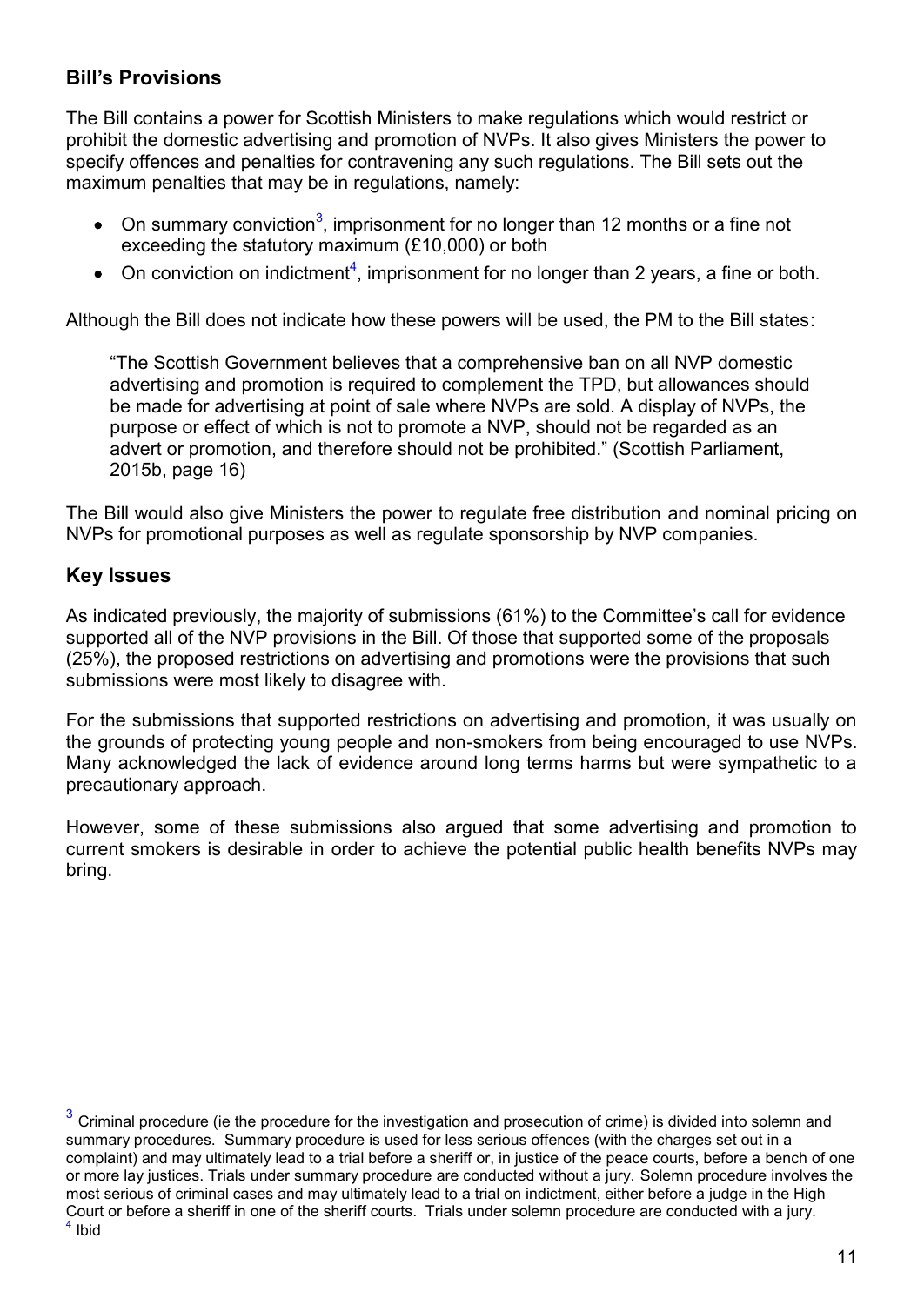## Bill's Provisions

The Bill contains a power for Scottish Ministers to make regulations which would restrict or prohibit the domestic advertising and promotion of NVPs. It also gives Ministers the power to specify offences and penalties for contravening any such regulations. The Bill sets out the maximum penalties that may be in regulations, namely:

- On summary conviction[3], imprisonment for no longer than 12 months or a fine not exceeding the statutory maximum (£10,000) or both
- On conviction on indictment[4], imprisonment for no longer than 2 years, a fine or both.

Although the Bill does not indicate how these powers will be used, the PM to the Bill states:

> "The Scottish Government believes that a comprehensive ban on all NVP domestic advertising and promotion is required to complement the TPD, but allowances should be made for advertising at point of sale where NVPs are sold. A display of NVPs, the purpose or effect of which is not to promote a NVP, should not be regarded as an advert or promotion, and therefore should not be prohibited." (Scottish Parliament, 2015b, page 16)

The Bill would also give Ministers the power to regulate free distribution and nominal pricing on NVPs for promotional purposes as well as regulate sponsorship by NVP companies.

## Key Issues

As indicated previously, the majority of submissions (61%) to the Committee's call for evidence supported all of the NVP provisions in the Bill. Of those that supported some of the proposals (25%), the proposed restrictions on advertising and promotions were the provisions that such submissions were most likely to disagree with.

For the submissions that supported restrictions on advertising and promotion, it was usually on the grounds of protecting young people and non-smokers from being encouraged to use NVPs. Many acknowledged the lack of evidence around long terms harms but were sympathetic to a precautionary approach.

However, some of these submissions also argued that some advertising and promotion to current smokers is desirable in order to achieve the potential public health benefits NVPs may bring.

---

[3] Criminal procedure (ie the procedure for the investigation and prosecution of crime) is divided into solemn and summary procedures. Summary procedure is used for less serious offences (with the charges set out in a complaint) and may ultimately lead to a trial before a sheriff or, in justice of the peace courts, before a bench of one or more lay justices. Trials under summary procedure are conducted without a jury. Solemn procedure involves the most serious of criminal cases and may ultimately lead to a trial on indictment, either before a judge in the High Court or before a sheriff in one of the sheriff courts. Trials under solemn procedure are conducted with a jury.

[4] Ibid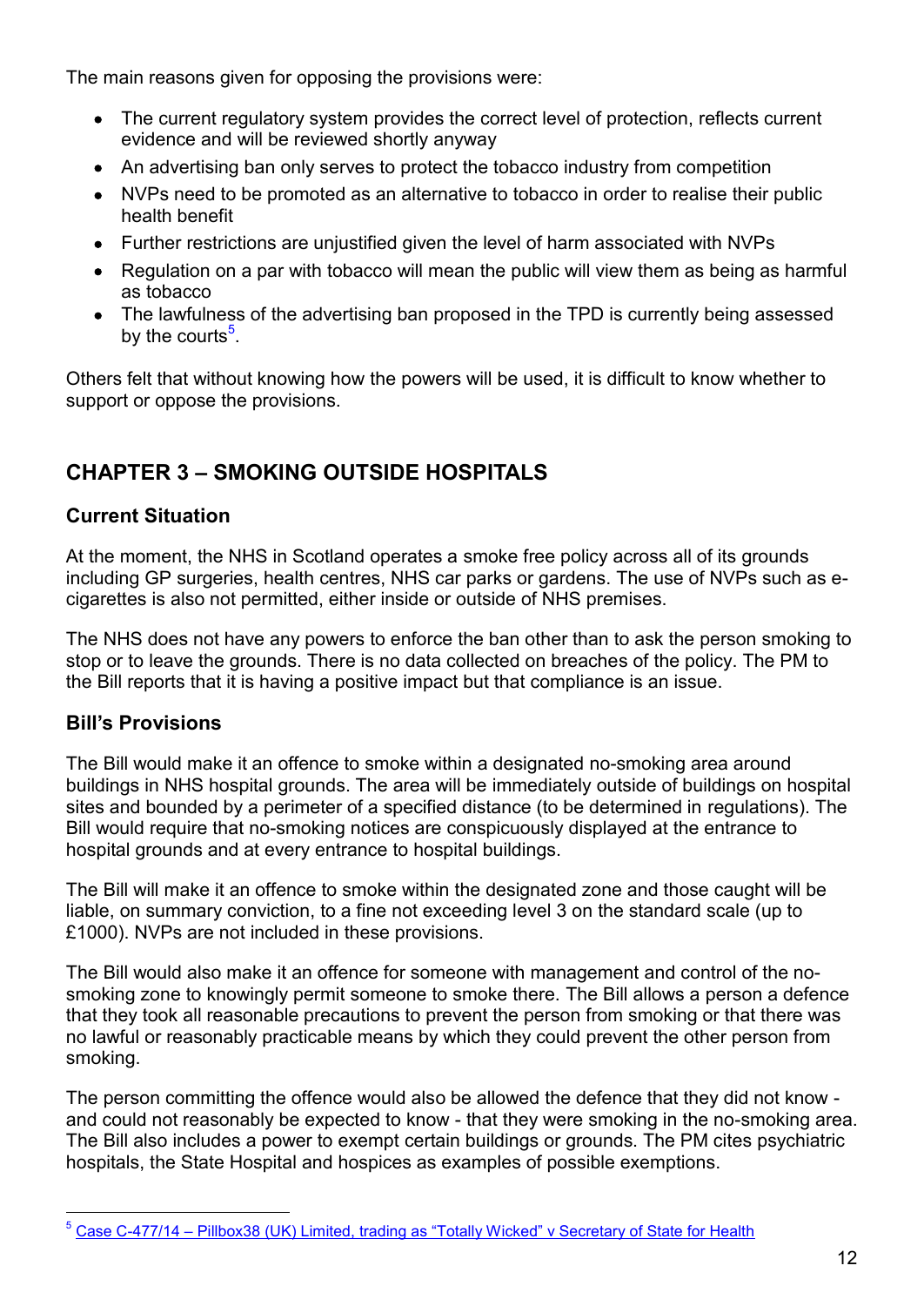The main reasons given for opposing the provisions were:

- The current regulatory system provides the correct level of protection, reflects current evidence and will be reviewed shortly anyway
- An advertising ban only serves to protect the tobacco industry from competition
- NVPs need to be promoted as an alternative to tobacco in order to realise their public health benefit
- Further restrictions are unjustified given the level of harm associated with NVPs
- Regulation on a par with tobacco will mean the public will view them as being as harmful as tobacco
- The lawfulness of the advertising ban proposed in the TPD is currently being assessed by the courts[5].

Others felt that without knowing how the powers will be used, it is difficult to know whether to support or oppose the provisions.

## CHAPTER 3 – SMOKING OUTSIDE HOSPITALS

### Current Situation

At the moment, the NHS in Scotland operates a smoke free policy across all of its grounds including GP surgeries, health centres, NHS car parks or gardens. The use of NVPs such as e-cigarettes is also not permitted, either inside or outside of NHS premises.

The NHS does not have any powers to enforce the ban other than to ask the person smoking to stop or to leave the grounds. There is no data collected on breaches of the policy. The PM to the Bill reports that it is having a positive impact but that compliance is an issue.

### Bill's Provisions

The Bill would make it an offence to smoke within a designated no-smoking area around buildings in NHS hospital grounds. The area will be immediately outside of buildings on hospital sites and bounded by a perimeter of a specified distance (to be determined in regulations). The Bill would require that no-smoking notices are conspicuously displayed at the entrance to hospital grounds and at every entrance to hospital buildings.

The Bill will make it an offence to smoke within the designated zone and those caught will be liable, on summary conviction, to a fine not exceeding level 3 on the standard scale (up to £1000). NVPs are not included in these provisions.

The Bill would also make it an offence for someone with management and control of the no-smoking zone to knowingly permit someone to smoke there. The Bill allows a person a defence that they took all reasonable precautions to prevent the person from smoking or that there was no lawful or reasonably practicable means by which they could prevent the other person from smoking.

The person committing the offence would also be allowed the defence that they did not know - and could not reasonably be expected to know - that they were smoking in the no-smoking area. The Bill also includes a power to exempt certain buildings or grounds. The PM cites psychiatric hospitals, the State Hospital and hospices as examples of possible exemptions.

---

[5] Case C-477/14 – Pillbox38 (UK) Limited, trading as "Totally Wicked" v Secretary of State for Health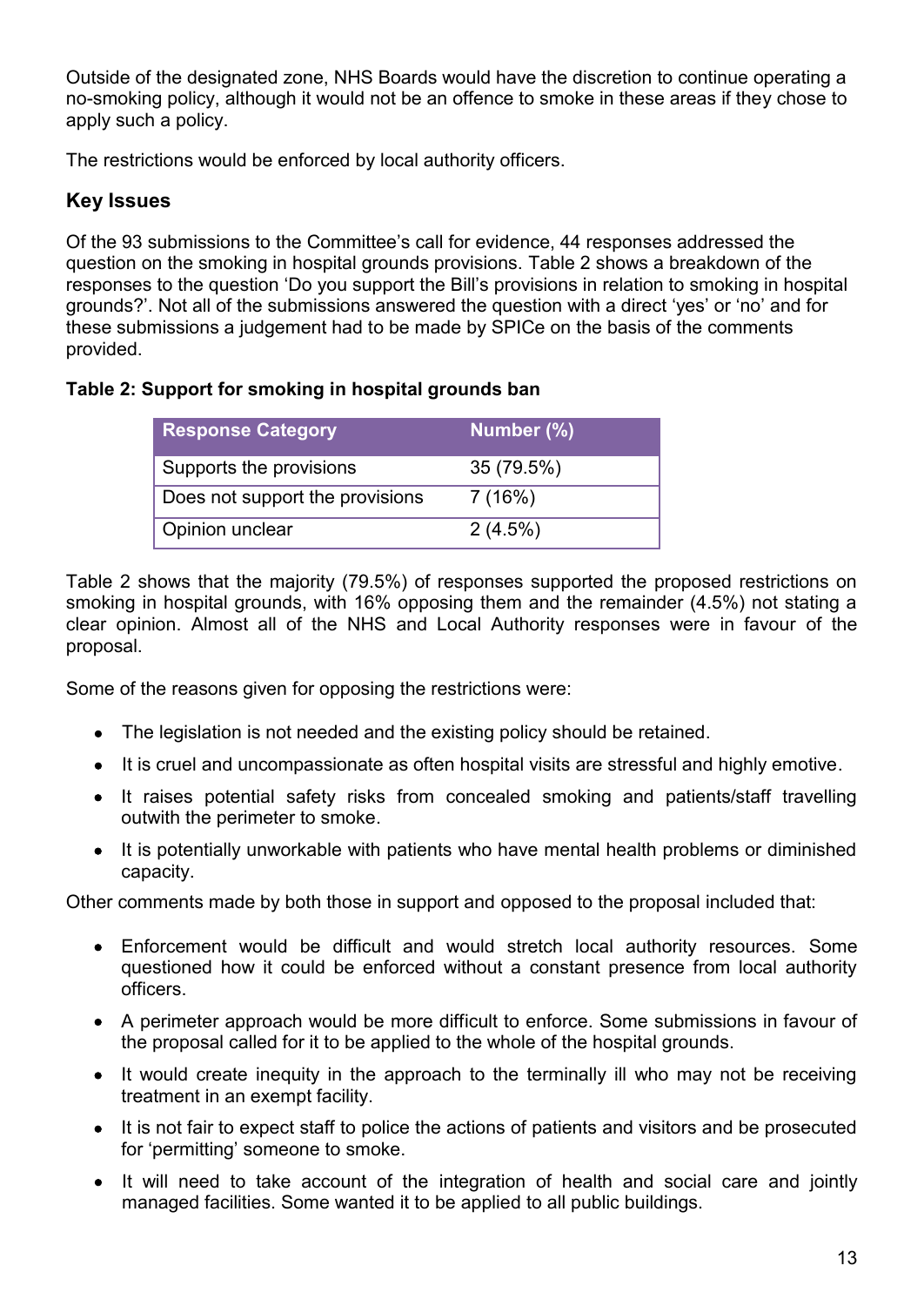Outside of the designated zone, NHS Boards would have the discretion to continue operating a no-smoking policy, although it would not be an offence to smoke in these areas if they chose to apply such a policy.

The restrictions would be enforced by local authority officers.

## Key Issues

Of the 93 submissions to the Committee's call for evidence, 44 responses addressed the question on the smoking in hospital grounds provisions. Table 2 shows a breakdown of the responses to the question 'Do you support the Bill's provisions in relation to smoking in hospital grounds?'. Not all of the submissions answered the question with a direct 'yes' or 'no' and for these submissions a judgement had to be made by SPICe on the basis of the comments provided.

**Table 2: Support for smoking in hospital grounds ban**

| Response Category | Number (%) |
| --- | --- |
| Supports the provisions | 35 (79.5%) |
| Does not support the provisions | 7 (16%) |
| Opinion unclear | 2 (4.5%) |

Table 2 shows that the majority (79.5%) of responses supported the proposed restrictions on smoking in hospital grounds, with 16% opposing them and the remainder (4.5%) not stating a clear opinion. Almost all of the NHS and Local Authority responses were in favour of the proposal.

Some of the reasons given for opposing the restrictions were:

- The legislation is not needed and the existing policy should be retained.
- It is cruel and uncompassionate as often hospital visits are stressful and highly emotive.
- It raises potential safety risks from concealed smoking and patients/staff travelling outwith the perimeter to smoke.
- It is potentially unworkable with patients who have mental health problems or diminished capacity.

Other comments made by both those in support and opposed to the proposal included that:

- Enforcement would be difficult and would stretch local authority resources. Some questioned how it could be enforced without a constant presence from local authority officers.
- A perimeter approach would be more difficult to enforce. Some submissions in favour of the proposal called for it to be applied to the whole of the hospital grounds.
- It would create inequity in the approach to the terminally ill who may not be receiving treatment in an exempt facility.
- It is not fair to expect staff to police the actions of patients and visitors and be prosecuted for 'permitting' someone to smoke.
- It will need to take account of the integration of health and social care and jointly managed facilities. Some wanted it to be applied to all public buildings.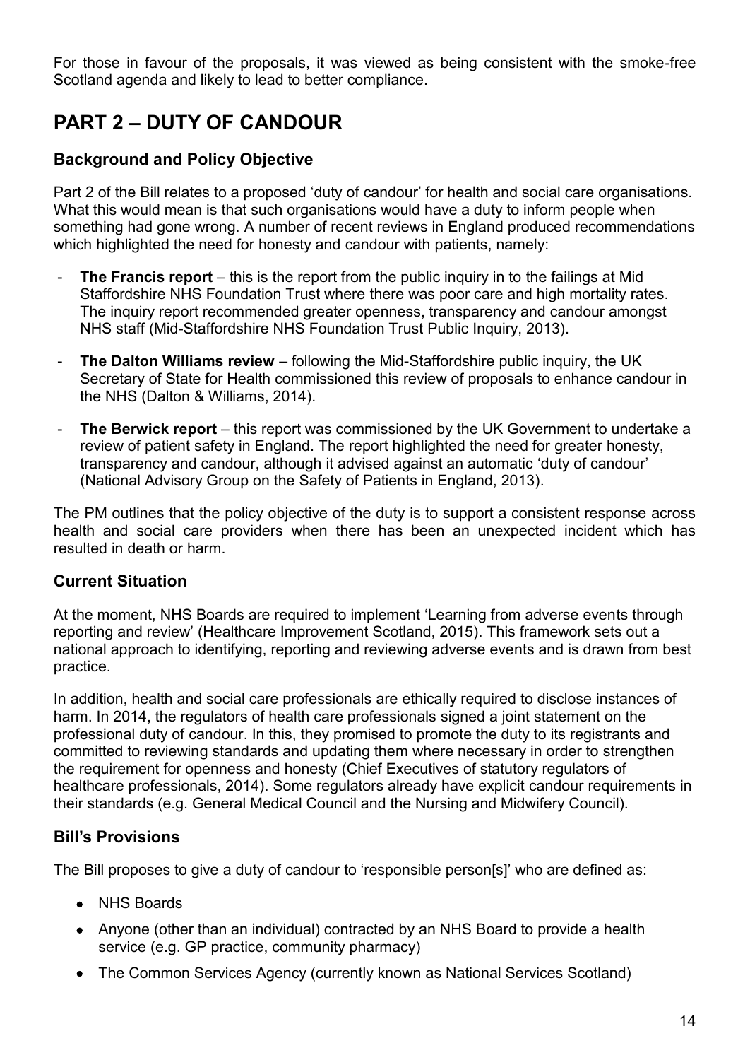For those in favour of the proposals, it was viewed as being consistent with the smoke-free Scotland agenda and likely to lead to better compliance.

# PART 2 – DUTY OF CANDOUR

## Background and Policy Objective

Part 2 of the Bill relates to a proposed 'duty of candour' for health and social care organisations. What this would mean is that such organisations would have a duty to inform people when something had gone wrong. A number of recent reviews in England produced recommendations which highlighted the need for honesty and candour with patients, namely:

- **The Francis report** – this is the report from the public inquiry in to the failings at Mid Staffordshire NHS Foundation Trust where there was poor care and high mortality rates. The inquiry report recommended greater openness, transparency and candour amongst NHS staff (Mid-Staffordshire NHS Foundation Trust Public Inquiry, 2013).
- **The Dalton Williams review** – following the Mid-Staffordshire public inquiry, the UK Secretary of State for Health commissioned this review of proposals to enhance candour in the NHS (Dalton & Williams, 2014).
- **The Berwick report** – this report was commissioned by the UK Government to undertake a review of patient safety in England. The report highlighted the need for greater honesty, transparency and candour, although it advised against an automatic 'duty of candour' (National Advisory Group on the Safety of Patients in England, 2013).

The PM outlines that the policy objective of the duty is to support a consistent response across health and social care providers when there has been an unexpected incident which has resulted in death or harm.

## Current Situation

At the moment, NHS Boards are required to implement 'Learning from adverse events through reporting and review' (Healthcare Improvement Scotland, 2015). This framework sets out a national approach to identifying, reporting and reviewing adverse events and is drawn from best practice.

In addition, health and social care professionals are ethically required to disclose instances of harm. In 2014, the regulators of health care professionals signed a joint statement on the professional duty of candour. In this, they promised to promote the duty to its registrants and committed to reviewing standards and updating them where necessary in order to strengthen the requirement for openness and honesty (Chief Executives of statutory regulators of healthcare professionals, 2014). Some regulators already have explicit candour requirements in their standards (e.g. General Medical Council and the Nursing and Midwifery Council).

## Bill's Provisions

The Bill proposes to give a duty of candour to 'responsible person[s]' who are defined as:

- NHS Boards
- Anyone (other than an individual) contracted by an NHS Board to provide a health service (e.g. GP practice, community pharmacy)
- The Common Services Agency (currently known as National Services Scotland)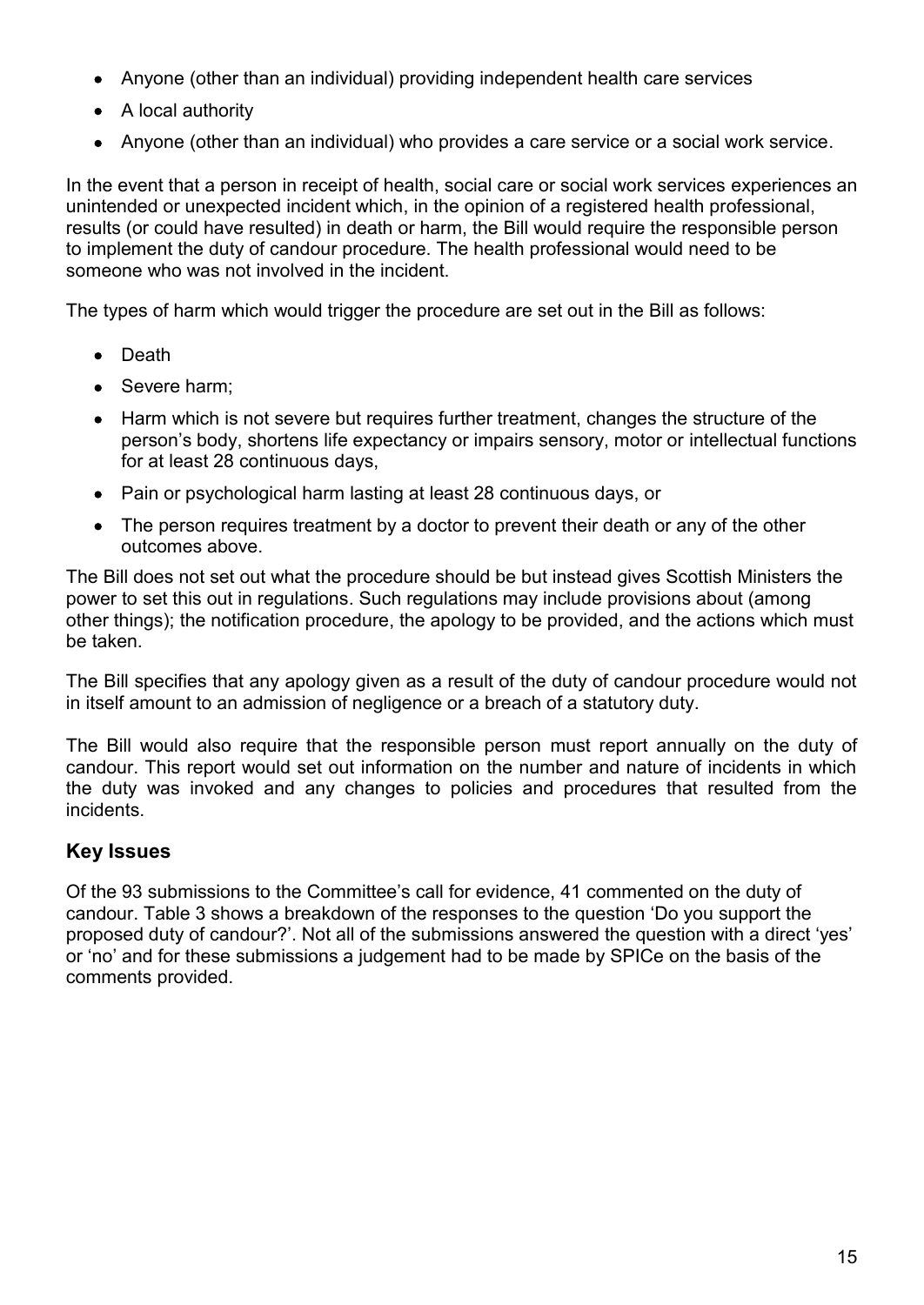- Anyone (other than an individual) providing independent health care services
- A local authority
- Anyone (other than an individual) who provides a care service or a social work service.

In the event that a person in receipt of health, social care or social work services experiences an unintended or unexpected incident which, in the opinion of a registered health professional, results (or could have resulted) in death or harm, the Bill would require the responsible person to implement the duty of candour procedure. The health professional would need to be someone who was not involved in the incident.

The types of harm which would trigger the procedure are set out in the Bill as follows:

- Death
- Severe harm;
- Harm which is not severe but requires further treatment, changes the structure of the person's body, shortens life expectancy or impairs sensory, motor or intellectual functions for at least 28 continuous days,
- Pain or psychological harm lasting at least 28 continuous days, or
- The person requires treatment by a doctor to prevent their death or any of the other outcomes above.

The Bill does not set out what the procedure should be but instead gives Scottish Ministers the power to set this out in regulations. Such regulations may include provisions about (among other things); the notification procedure, the apology to be provided, and the actions which must be taken.

The Bill specifies that any apology given as a result of the duty of candour procedure would not in itself amount to an admission of negligence or a breach of a statutory duty.

The Bill would also require that the responsible person must report annually on the duty of candour. This report would set out information on the number and nature of incidents in which the duty was invoked and any changes to policies and procedures that resulted from the incidents.

### Key Issues

Of the 93 submissions to the Committee's call for evidence, 41 commented on the duty of candour. Table 3 shows a breakdown of the responses to the question 'Do you support the proposed duty of candour?'. Not all of the submissions answered the question with a direct 'yes' or 'no' and for these submissions a judgement had to be made by SPICe on the basis of the comments provided.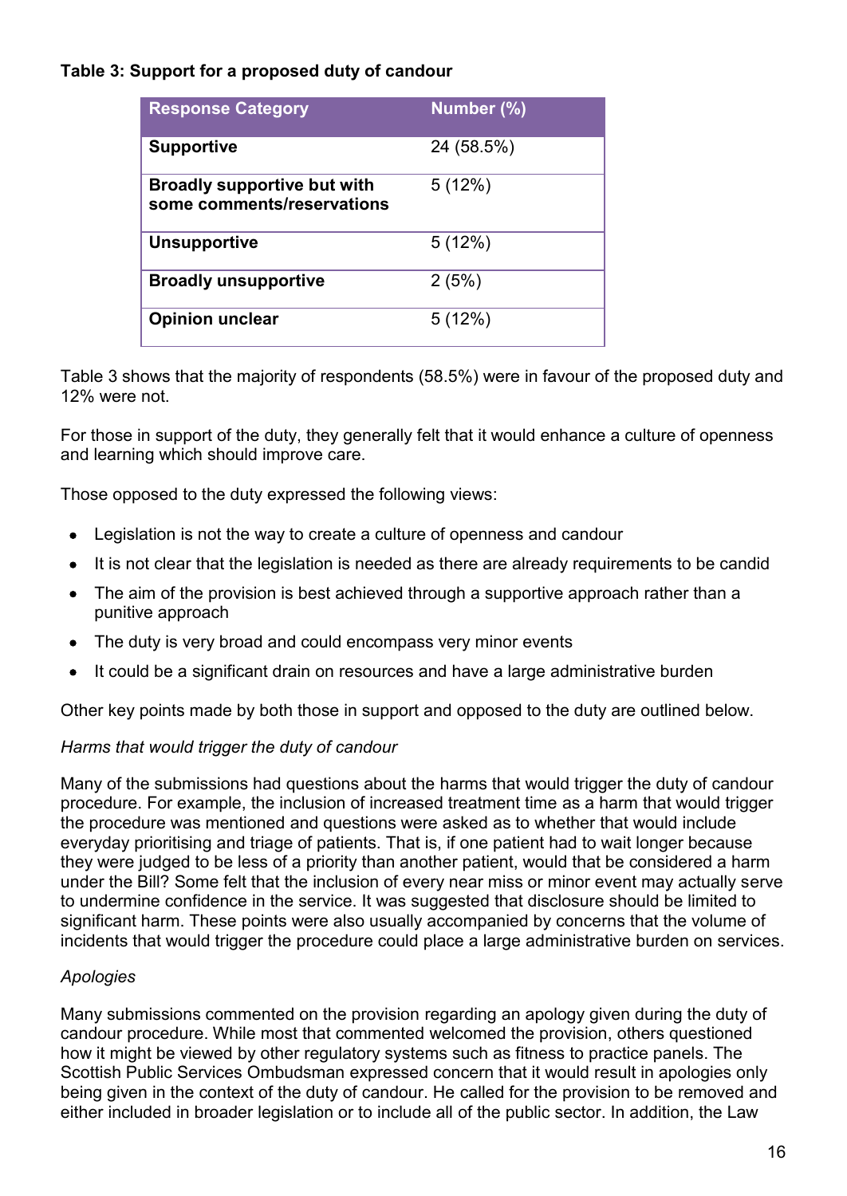**Table 3: Support for a proposed duty of candour**

| Response Category | Number (%) |
|---|---|
| **Supportive** | 24 (58.5%) |
| **Broadly supportive but with some comments/reservations** | 5 (12%) |
| **Unsupportive** | 5 (12%) |
| **Broadly unsupportive** | 2 (5%) |
| **Opinion unclear** | 5 (12%) |

Table 3 shows that the majority of respondents (58.5%) were in favour of the proposed duty and 12% were not.

For those in support of the duty, they generally felt that it would enhance a culture of openness and learning which should improve care.

Those opposed to the duty expressed the following views:

- Legislation is not the way to create a culture of openness and candour
- It is not clear that the legislation is needed as there are already requirements to be candid
- The aim of the provision is best achieved through a supportive approach rather than a punitive approach
- The duty is very broad and could encompass very minor events
- It could be a significant drain on resources and have a large administrative burden

Other key points made by both those in support and opposed to the duty are outlined below.

*Harms that would trigger the duty of candour*

Many of the submissions had questions about the harms that would trigger the duty of candour procedure. For example, the inclusion of increased treatment time as a harm that would trigger the procedure was mentioned and questions were asked as to whether that would include everyday prioritising and triage of patients. That is, if one patient had to wait longer because they were judged to be less of a priority than another patient, would that be considered a harm under the Bill? Some felt that the inclusion of every near miss or minor event may actually serve to undermine confidence in the service. It was suggested that disclosure should be limited to significant harm. These points were also usually accompanied by concerns that the volume of incidents that would trigger the procedure could place a large administrative burden on services.

*Apologies*

Many submissions commented on the provision regarding an apology given during the duty of candour procedure. While most that commented welcomed the provision, others questioned how it might be viewed by other regulatory systems such as fitness to practice panels. The Scottish Public Services Ombudsman expressed concern that it would result in apologies only being given in the context of the duty of candour. He called for the provision to be removed and either included in broader legislation or to include all of the public sector. In addition, the Law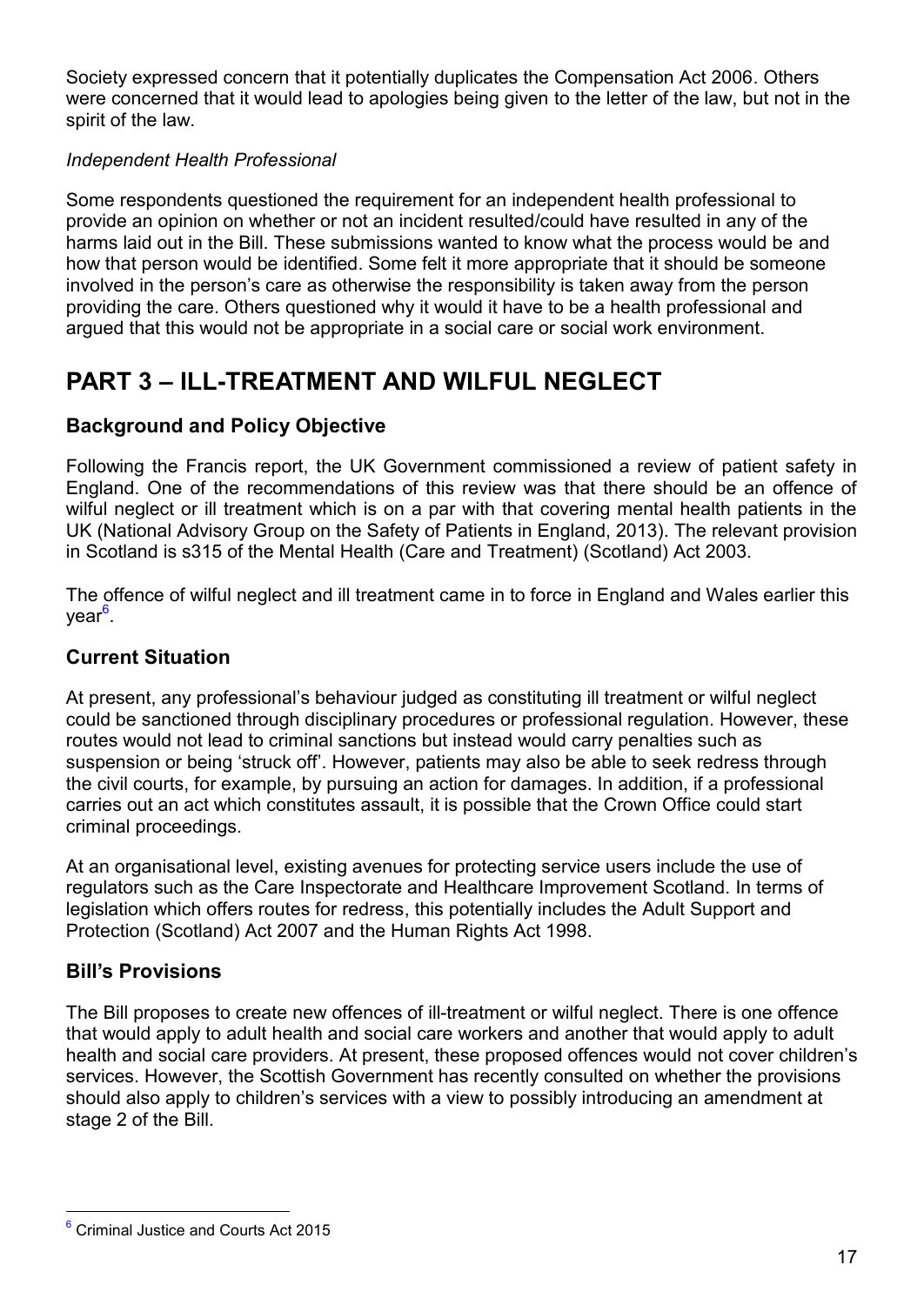Society expressed concern that it potentially duplicates the Compensation Act 2006. Others were concerned that it would lead to apologies being given to the letter of the law, but not in the spirit of the law.

*Independent Health Professional*

Some respondents questioned the requirement for an independent health professional to provide an opinion on whether or not an incident resulted/could have resulted in any of the harms laid out in the Bill. These submissions wanted to know what the process would be and how that person would be identified. Some felt it more appropriate that it should be someone involved in the person's care as otherwise the responsibility is taken away from the person providing the care. Others questioned why it would it have to be a health professional and argued that this would not be appropriate in a social care or social work environment.

# PART 3 – ILL-TREATMENT AND WILFUL NEGLECT

## Background and Policy Objective

Following the Francis report, the UK Government commissioned a review of patient safety in England. One of the recommendations of this review was that there should be an offence of wilful neglect or ill treatment which is on a par with that covering mental health patients in the UK (National Advisory Group on the Safety of Patients in England, 2013). The relevant provision in Scotland is s315 of the Mental Health (Care and Treatment) (Scotland) Act 2003.

The offence of wilful neglect and ill treatment came in to force in England and Wales earlier this year[6].

## Current Situation

At present, any professional's behaviour judged as constituting ill treatment or wilful neglect could be sanctioned through disciplinary procedures or professional regulation. However, these routes would not lead to criminal sanctions but instead would carry penalties such as suspension or being 'struck off'. However, patients may also be able to seek redress through the civil courts, for example, by pursuing an action for damages. In addition, if a professional carries out an act which constitutes assault, it is possible that the Crown Office could start criminal proceedings.

At an organisational level, existing avenues for protecting service users include the use of regulators such as the Care Inspectorate and Healthcare Improvement Scotland. In terms of legislation which offers routes for redress, this potentially includes the Adult Support and Protection (Scotland) Act 2007 and the Human Rights Act 1998.

## Bill's Provisions

The Bill proposes to create new offences of ill-treatment or wilful neglect. There is one offence that would apply to adult health and social care workers and another that would apply to adult health and social care providers. At present, these proposed offences would not cover children's services. However, the Scottish Government has recently consulted on whether the provisions should also apply to children's services with a view to possibly introducing an amendment at stage 2 of the Bill.

---

[6] Criminal Justice and Courts Act 2015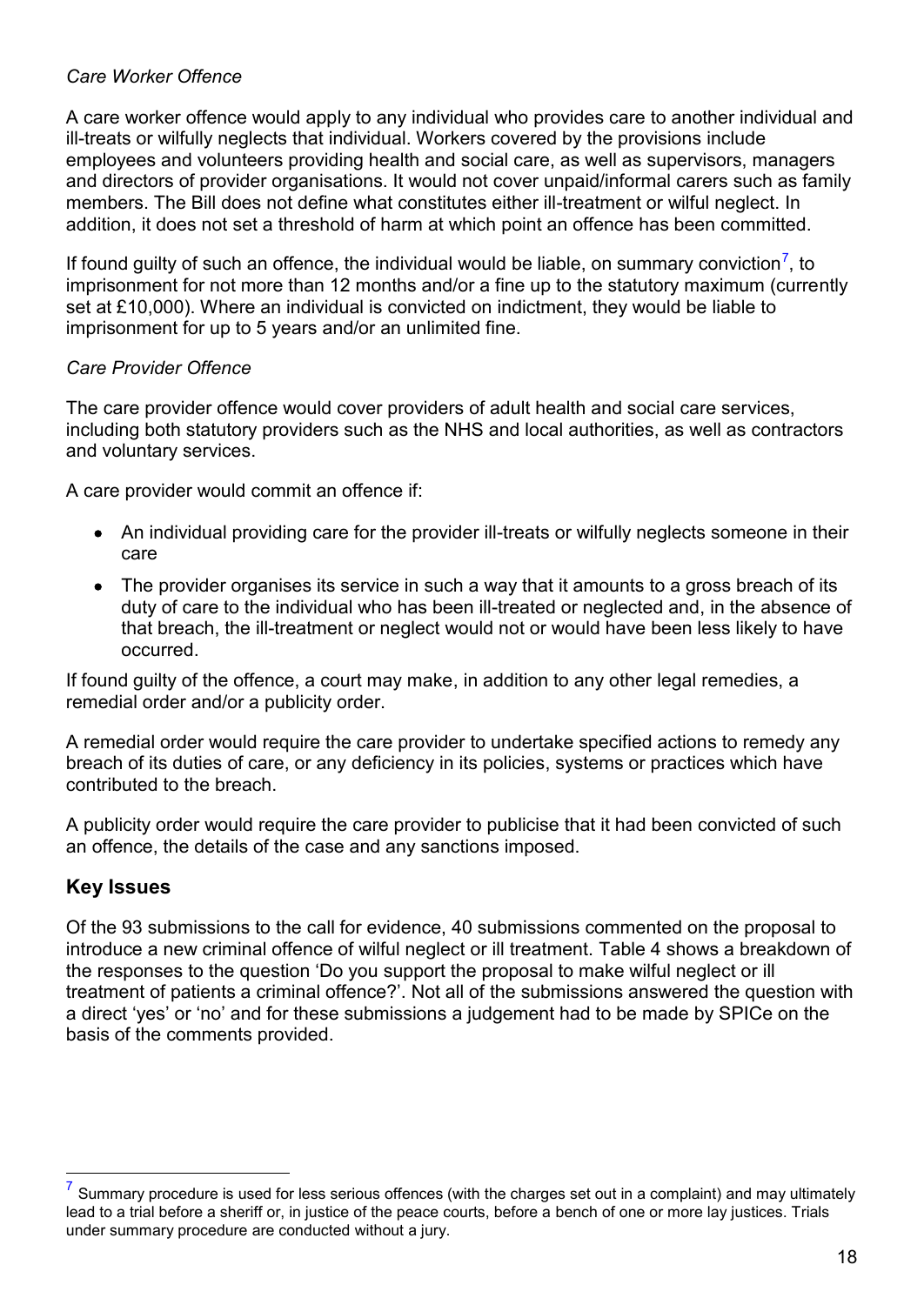*Care Worker Offence*

A care worker offence would apply to any individual who provides care to another individual and ill-treats or wilfully neglects that individual. Workers covered by the provisions include employees and volunteers providing health and social care, as well as supervisors, managers and directors of provider organisations. It would not cover unpaid/informal carers such as family members. The Bill does not define what constitutes either ill-treatment or wilful neglect. In addition, it does not set a threshold of harm at which point an offence has been committed.

If found guilty of such an offence, the individual would be liable, on summary conviction[7], to imprisonment for not more than 12 months and/or a fine up to the statutory maximum (currently set at £10,000). Where an individual is convicted on indictment, they would be liable to imprisonment for up to 5 years and/or an unlimited fine.

*Care Provider Offence*

The care provider offence would cover providers of adult health and social care services, including both statutory providers such as the NHS and local authorities, as well as contractors and voluntary services.

A care provider would commit an offence if:

- An individual providing care for the provider ill-treats or wilfully neglects someone in their care
- The provider organises its service in such a way that it amounts to a gross breach of its duty of care to the individual who has been ill-treated or neglected and, in the absence of that breach, the ill-treatment or neglect would not or would have been less likely to have occurred.

If found guilty of the offence, a court may make, in addition to any other legal remedies, a remedial order and/or a publicity order.

A remedial order would require the care provider to undertake specified actions to remedy any breach of its duties of care, or any deficiency in its policies, systems or practices which have contributed to the breach.

A publicity order would require the care provider to publicise that it had been convicted of such an offence, the details of the case and any sanctions imposed.

## Key Issues

Of the 93 submissions to the call for evidence, 40 submissions commented on the proposal to introduce a new criminal offence of wilful neglect or ill treatment. Table 4 shows a breakdown of the responses to the question 'Do you support the proposal to make wilful neglect or ill treatment of patients a criminal offence?'. Not all of the submissions answered the question with a direct 'yes' or 'no' and for these submissions a judgement had to be made by SPICe on the basis of the comments provided.

---

[7] Summary procedure is used for less serious offences (with the charges set out in a complaint) and may ultimately lead to a trial before a sheriff or, in justice of the peace courts, before a bench of one or more lay justices. Trials under summary procedure are conducted without a jury.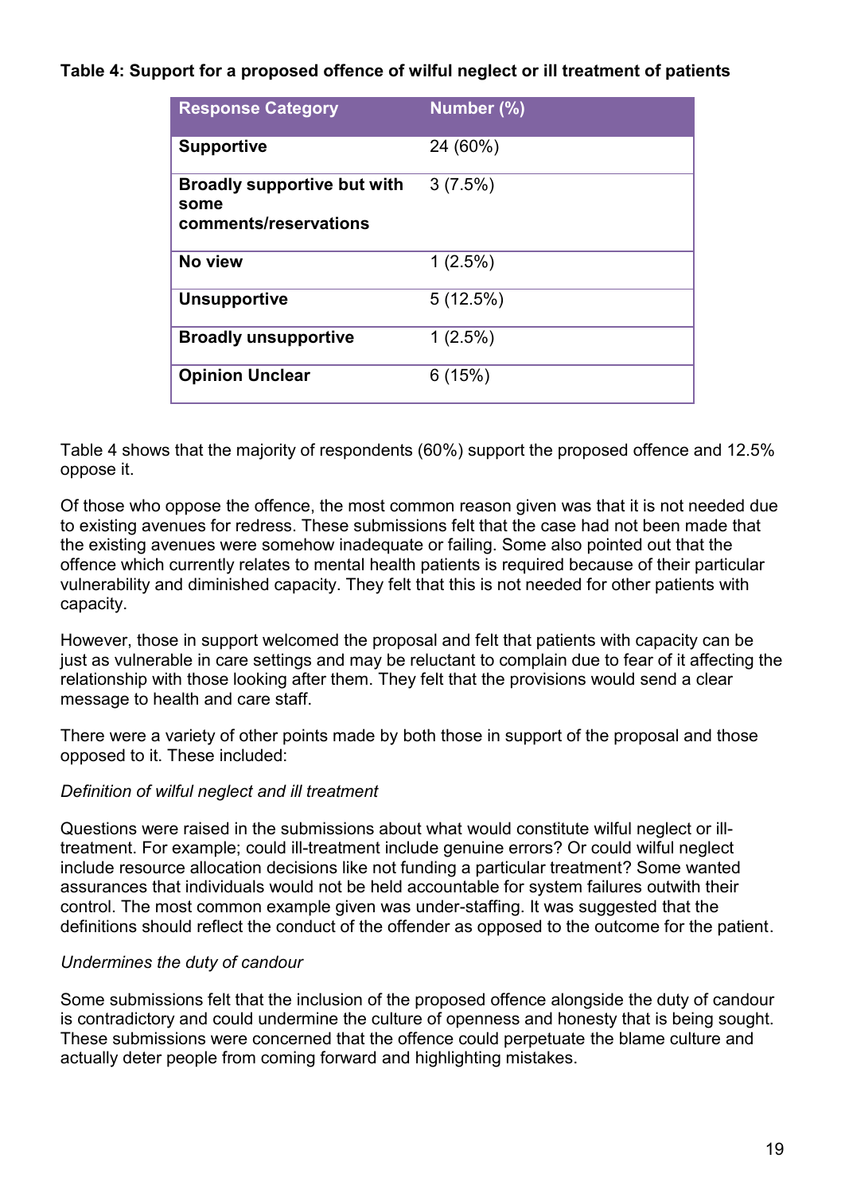**Table 4: Support for a proposed offence of wilful neglect or ill treatment of patients**

| Response Category | Number (%) |
|---|---|
| **Supportive** | 24 (60%) |
| **Broadly supportive but with some comments/reservations** | 3 (7.5%) |
| **No view** | 1 (2.5%) |
| **Unsupportive** | 5 (12.5%) |
| **Broadly unsupportive** | 1 (2.5%) |
| **Opinion Unclear** | 6 (15%) |

Table 4 shows that the majority of respondents (60%) support the proposed offence and 12.5% oppose it.

Of those who oppose the offence, the most common reason given was that it is not needed due to existing avenues for redress. These submissions felt that the case had not been made that the existing avenues were somehow inadequate or failing. Some also pointed out that the offence which currently relates to mental health patients is required because of their particular vulnerability and diminished capacity. They felt that this is not needed for other patients with capacity.

However, those in support welcomed the proposal and felt that patients with capacity can be just as vulnerable in care settings and may be reluctant to complain due to fear of it affecting the relationship with those looking after them. They felt that the provisions would send a clear message to health and care staff.

There were a variety of other points made by both those in support of the proposal and those opposed to it. These included:

*Definition of wilful neglect and ill treatment*

Questions were raised in the submissions about what would constitute wilful neglect or ill-treatment. For example; could ill-treatment include genuine errors? Or could wilful neglect include resource allocation decisions like not funding a particular treatment? Some wanted assurances that individuals would not be held accountable for system failures outwith their control. The most common example given was under-staffing. It was suggested that the definitions should reflect the conduct of the offender as opposed to the outcome for the patient.

*Undermines the duty of candour*

Some submissions felt that the inclusion of the proposed offence alongside the duty of candour is contradictory and could undermine the culture of openness and honesty that is being sought. These submissions were concerned that the offence could perpetuate the blame culture and actually deter people from coming forward and highlighting mistakes.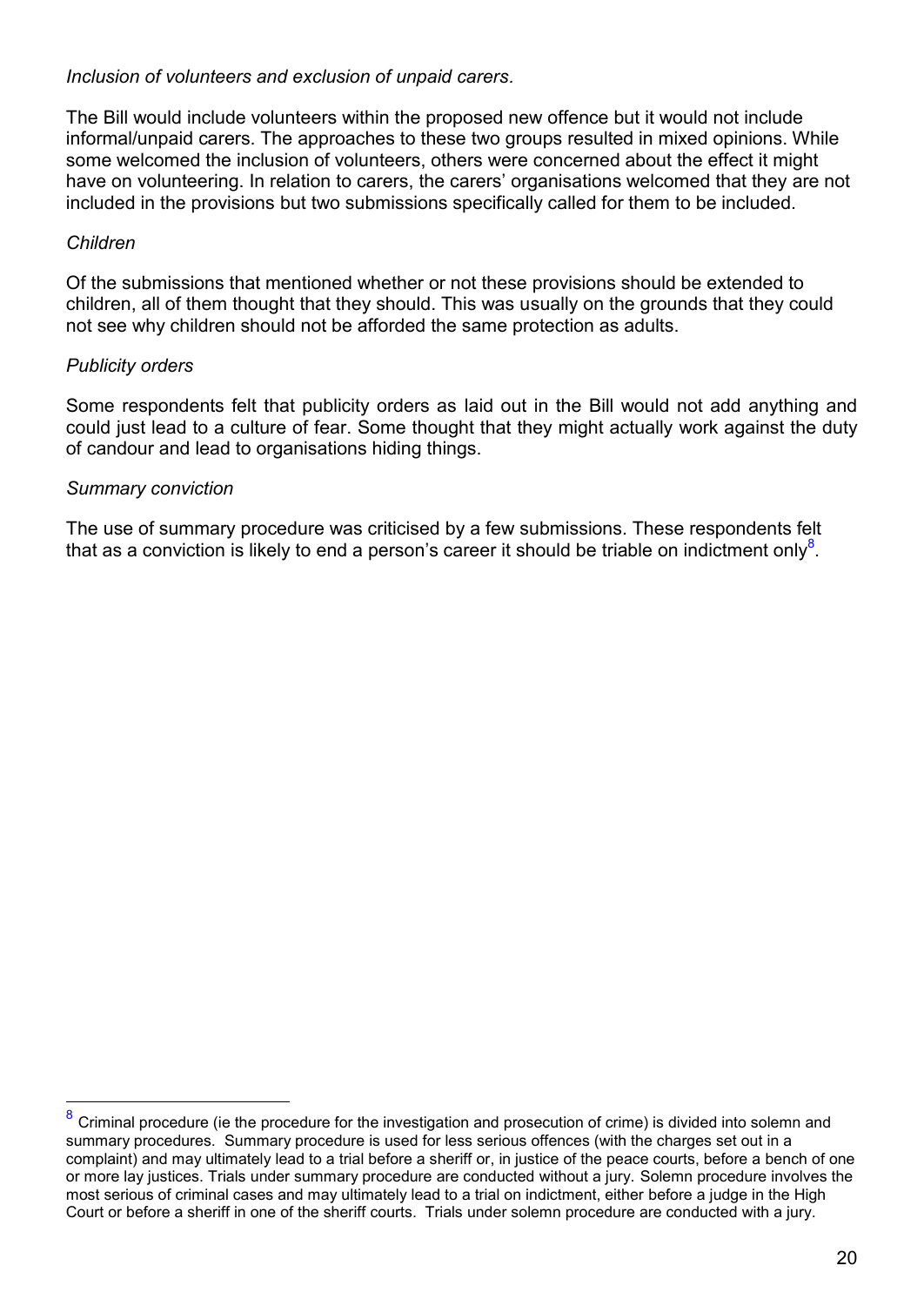*Inclusion of volunteers and exclusion of unpaid carers.*

The Bill would include volunteers within the proposed new offence but it would not include informal/unpaid carers. The approaches to these two groups resulted in mixed opinions. While some welcomed the inclusion of volunteers, others were concerned about the effect it might have on volunteering. In relation to carers, the carers' organisations welcomed that they are not included in the provisions but two submissions specifically called for them to be included.

*Children*

Of the submissions that mentioned whether or not these provisions should be extended to children, all of them thought that they should. This was usually on the grounds that they could not see why children should not be afforded the same protection as adults.

*Publicity orders*

Some respondents felt that publicity orders as laid out in the Bill would not add anything and could just lead to a culture of fear. Some thought that they might actually work against the duty of candour and lead to organisations hiding things.

*Summary conviction*

The use of summary procedure was criticised by a few submissions. These respondents felt that as a conviction is likely to end a person's career it should be triable on indictment only[8].

[8] Criminal procedure (ie the procedure for the investigation and prosecution of crime) is divided into solemn and summary procedures. Summary procedure is used for less serious offences (with the charges set out in a complaint) and may ultimately lead to a trial before a sheriff or, in justice of the peace courts, before a bench of one or more lay justices. Trials under summary procedure are conducted without a jury. Solemn procedure involves the most serious of criminal cases and may ultimately lead to a trial on indictment, either before a judge in the High Court or before a sheriff in one of the sheriff courts. Trials under solemn procedure are conducted with a jury.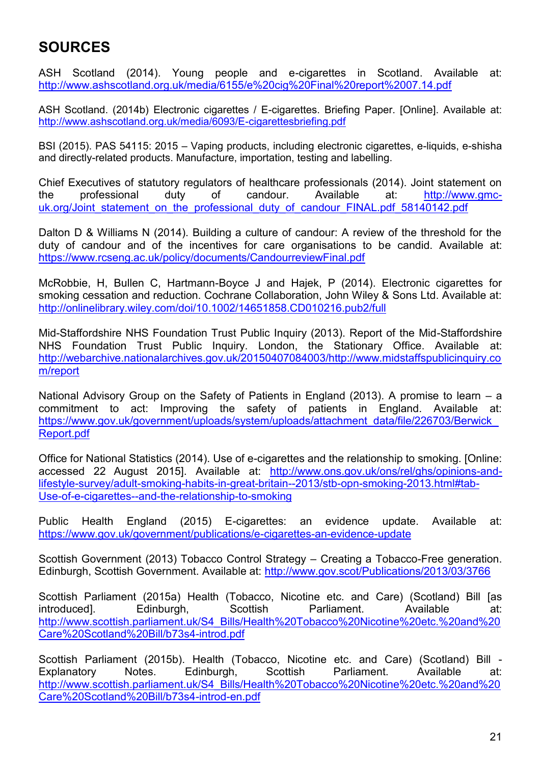## SOURCES

ASH Scotland (2014). Young people and e-cigarettes in Scotland. Available at: http://www.ashscotland.org.uk/media/6155/e%20cig%20Final%20report%2007.14.pdf

ASH Scotland. (2014b) Electronic cigarettes / E-cigarettes. Briefing Paper. [Online]. Available at: http://www.ashscotland.org.uk/media/6093/E-cigarettesbriefing.pdf

BSI (2015). PAS 54115: 2015 – Vaping products, including electronic cigarettes, e-liquids, e-shisha and directly-related products. Manufacture, importation, testing and labelling.

Chief Executives of statutory regulators of healthcare professionals (2014). Joint statement on the professional duty of candour. Available at: http://www.gmc-uk.org/Joint_statement_on_the_professional_duty_of_candour_FINAL.pdf_58140142.pdf

Dalton D & Williams N (2014). Building a culture of candour: A review of the threshold for the duty of candour and of the incentives for care organisations to be candid. Available at: https://www.rcseng.ac.uk/policy/documents/CandourreviewFinal.pdf

McRobbie, H, Bullen C, Hartmann-Boyce J and Hajek, P (2014). Electronic cigarettes for smoking cessation and reduction. Cochrane Collaboration, John Wiley & Sons Ltd. Available at: http://onlinelibrary.wiley.com/doi/10.1002/14651858.CD010216.pub2/full

Mid-Staffordshire NHS Foundation Trust Public Inquiry (2013). Report of the Mid-Staffordshire NHS Foundation Trust Public Inquiry. London, the Stationary Office. Available at: http://webarchive.nationalarchives.gov.uk/20150407084003/http://www.midstaffspublicinquiry.com/report

National Advisory Group on the Safety of Patients in England (2013). A promise to learn – a commitment to act: Improving the safety of patients in England. Available at: https://www.gov.uk/government/uploads/system/uploads/attachment_data/file/226703/Berwick_Report.pdf

Office for National Statistics (2014). Use of e-cigarettes and the relationship to smoking. [Online: accessed 22 August 2015]. Available at: http://www.ons.gov.uk/ons/rel/ghs/opinions-and-lifestyle-survey/adult-smoking-habits-in-great-britain--2013/stb-opn-smoking-2013.html#tab-Use-of-e-cigarettes--and-the-relationship-to-smoking

Public Health England (2015) E-cigarettes: an evidence update. Available at: https://www.gov.uk/government/publications/e-cigarettes-an-evidence-update

Scottish Government (2013) Tobacco Control Strategy – Creating a Tobacco-Free generation. Edinburgh, Scottish Government. Available at: http://www.gov.scot/Publications/2013/03/3766

Scottish Parliament (2015a) Health (Tobacco, Nicotine etc. and Care) (Scotland) Bill [as introduced]. Edinburgh, Scottish Parliament. Available at: http://www.scottish.parliament.uk/S4_Bills/Health%20Tobacco%20Nicotine%20etc.%20and%20Care%20Scotland%20Bill/b73s4-introd.pdf

Scottish Parliament (2015b). Health (Tobacco, Nicotine etc. and Care) (Scotland) Bill - Explanatory Notes. Edinburgh, Scottish Parliament. Available at: http://www.scottish.parliament.uk/S4_Bills/Health%20Tobacco%20Nicotine%20etc.%20and%20Care%20Scotland%20Bill/b73s4-introd-en.pdf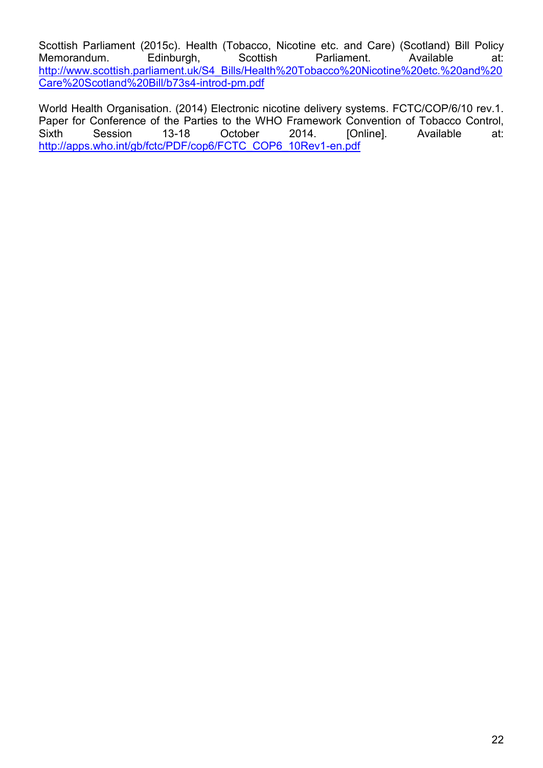Scottish Parliament (2015c). Health (Tobacco, Nicotine etc. and Care) (Scotland) Bill Policy Memorandum. Edinburgh, Scottish Parliament. Available at: http://www.scottish.parliament.uk/S4_Bills/Health%20Tobacco%20Nicotine%20etc.%20and%20Care%20Scotland%20Bill/b73s4-introd-pm.pdf

World Health Organisation. (2014) Electronic nicotine delivery systems. FCTC/COP/6/10 rev.1. Paper for Conference of the Parties to the WHO Framework Convention of Tobacco Control, Sixth Session 13-18 October 2014. [Online]. Available at: http://apps.who.int/gb/fctc/PDF/cop6/FCTC_COP6_10Rev1-en.pdf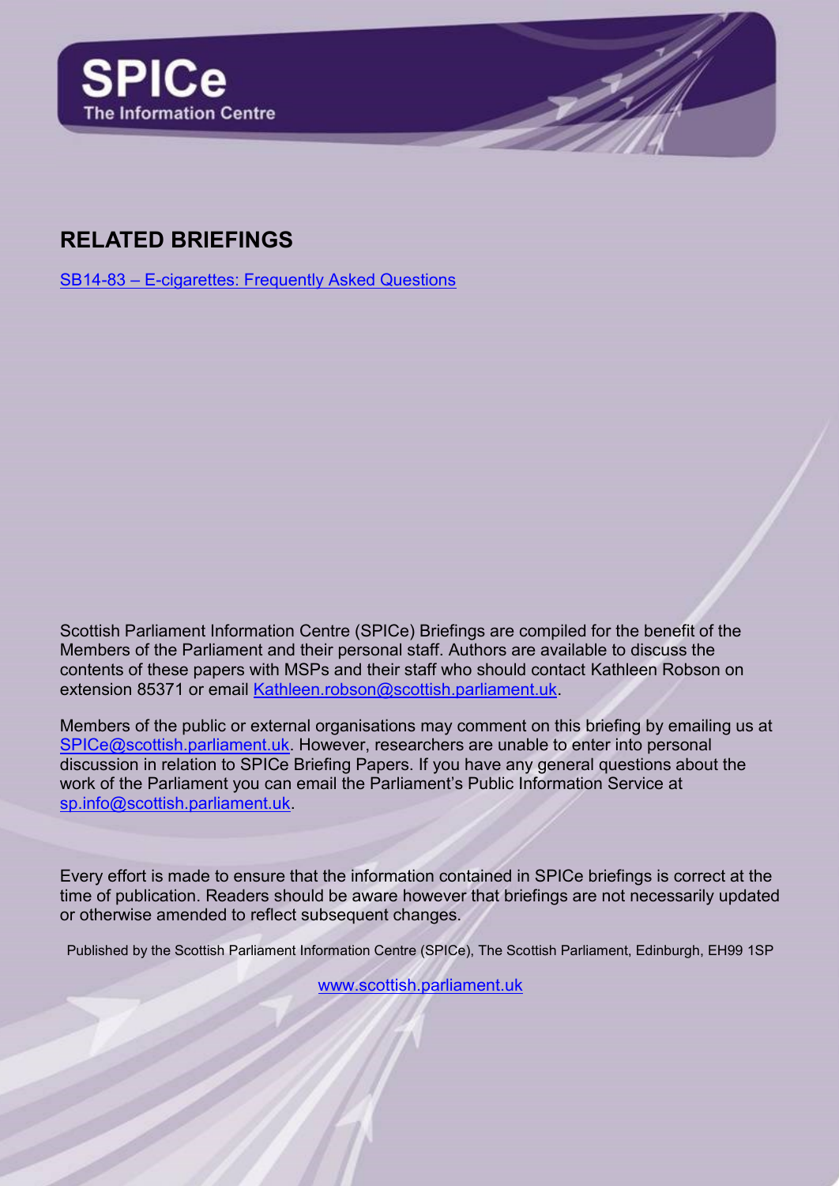SPICe
The Information Centre

## RELATED BRIEFINGS

SB14-83 – E-cigarettes: Frequently Asked Questions

Scottish Parliament Information Centre (SPICe) Briefings are compiled for the benefit of the Members of the Parliament and their personal staff. Authors are available to discuss the contents of these papers with MSPs and their staff who should contact Kathleen Robson on extension 85371 or email Kathleen.robson@scottish.parliament.uk.

Members of the public or external organisations may comment on this briefing by emailing us at SPICe@scottish.parliament.uk. However, researchers are unable to enter into personal discussion in relation to SPICe Briefing Papers. If you have any general questions about the work of the Parliament you can email the Parliament's Public Information Service at sp.info@scottish.parliament.uk.

Every effort is made to ensure that the information contained in SPICe briefings is correct at the time of publication. Readers should be aware however that briefings are not necessarily updated or otherwise amended to reflect subsequent changes.

Published by the Scottish Parliament Information Centre (SPICe), The Scottish Parliament, Edinburgh, EH99 1SP

www.scottish.parliament.uk